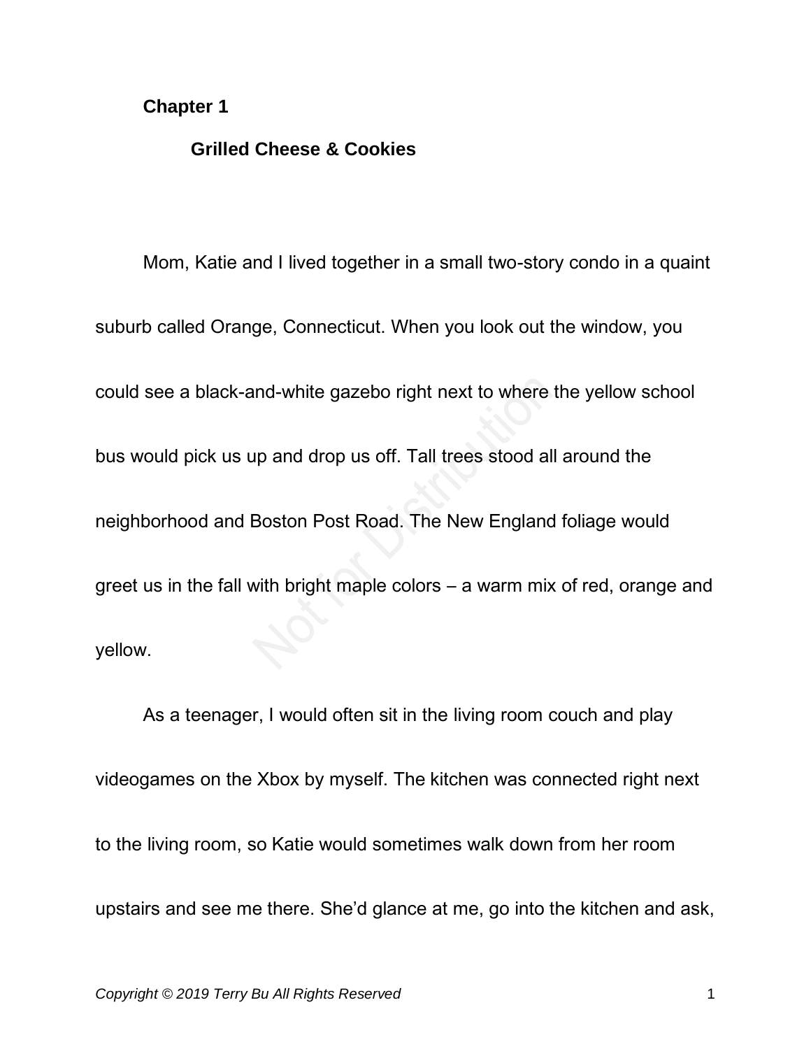# Chapter 1

## Grilled Cheese & Cookies

Mom, Katie and I lived together in a small two-story condo in a quaint suburb called Orange, Connecticut. When you look out the window, you could see a black-and-white gazebo right next to where the yellow school bus would pick us up and drop us off. Tall trees stood all around the neighborhood and Boston Post Road. The New England foliage would greet us in the fall with bright maple colors – a warm mix of red, orange and yellow.

As a teenager, I would often sit in the living room couch and play videogames on the Xbox by myself. The kitchen was connected right next to the living room, so Katie would sometimes walk down from her room upstairs and see me there. She'd glance at me, go into the kitchen and ask,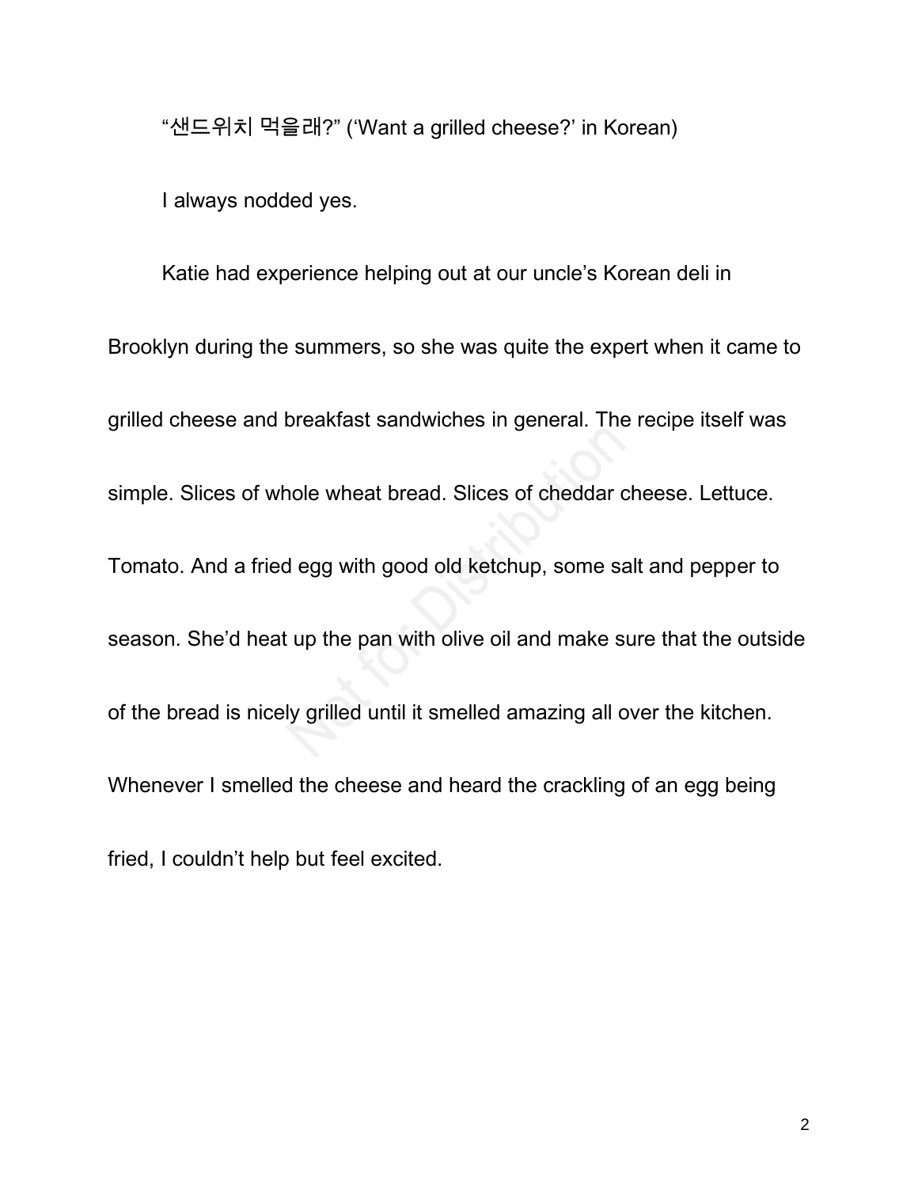"샌드위치 먹을래?" ('Want a grilled cheese?' in Korean)

I always nodded yes.

Katie had experience helping out at our uncle's Korean deli in Brooklyn during the summers, so she was quite the expert when it came to grilled cheese and breakfast sandwiches in general. The recipe itself was simple. Slices of whole wheat bread. Slices of cheddar cheese. Lettuce. Tomato. And a fried egg with good old ketchup, some salt and pepper to season. She'd heat up the pan with olive oil and make sure that the outside of the bread is nicely grilled until it smelled amazing all over the kitchen. Whenever I smelled the cheese and heard the crackling of an egg being fried, I couldn't help but feel excited.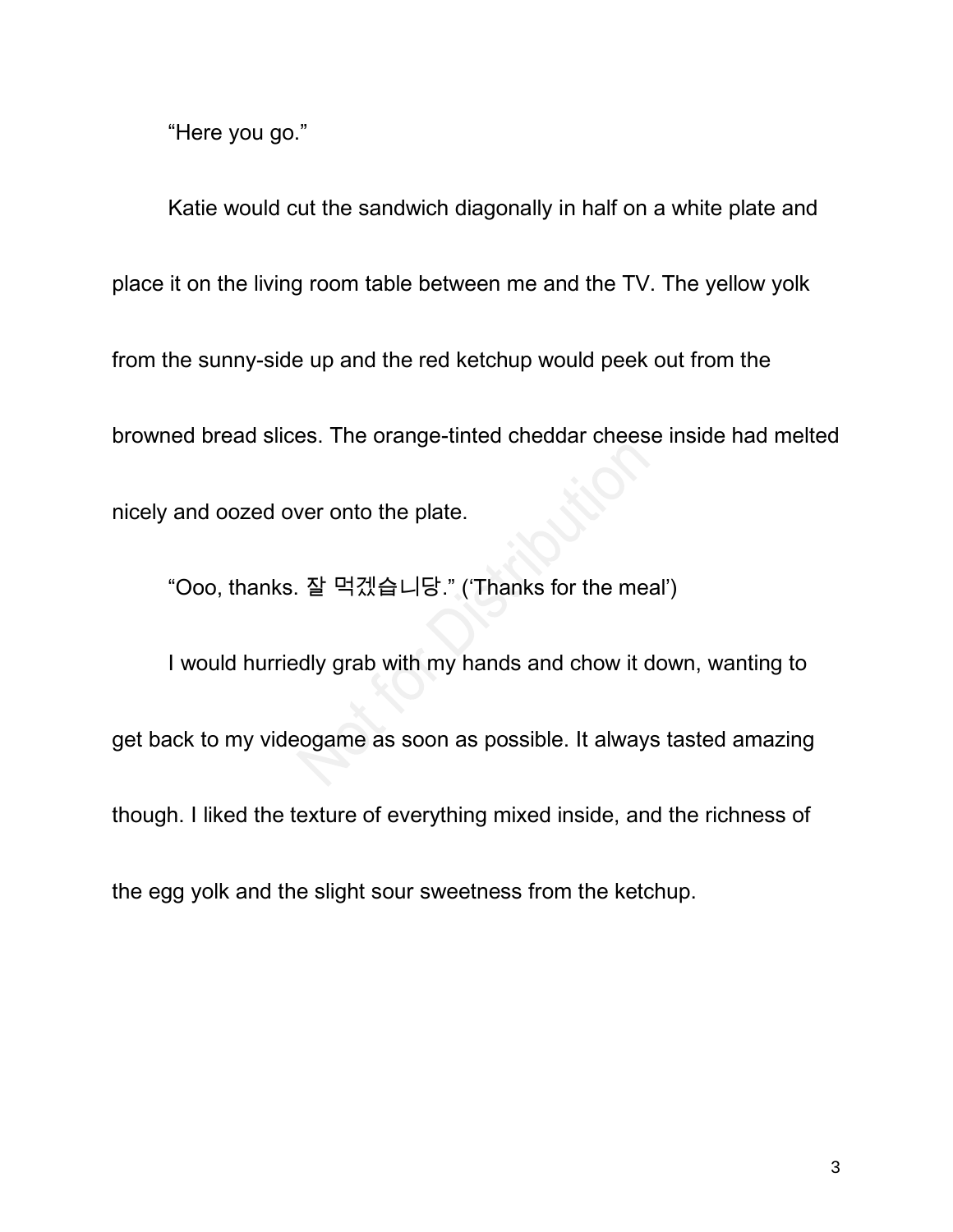"Here you go."

Katie would cut the sandwich diagonally in half on a white plate and place it on the living room table between me and the TV. The yellow yolk from the sunny-side up and the red ketchup would peek out from the browned bread slices. The orange-tinted cheddar cheese inside had melted nicely and oozed over onto the plate.

"Ooo, thanks. 잘 먹겠습니당." ('Thanks for the meal')

I would hurriedly grab with my hands and chow it down, wanting to get back to my videogame as soon as possible. It always tasted amazing though. I liked the texture of everything mixed inside, and the richness of the egg yolk and the slight sour sweetness from the ketchup.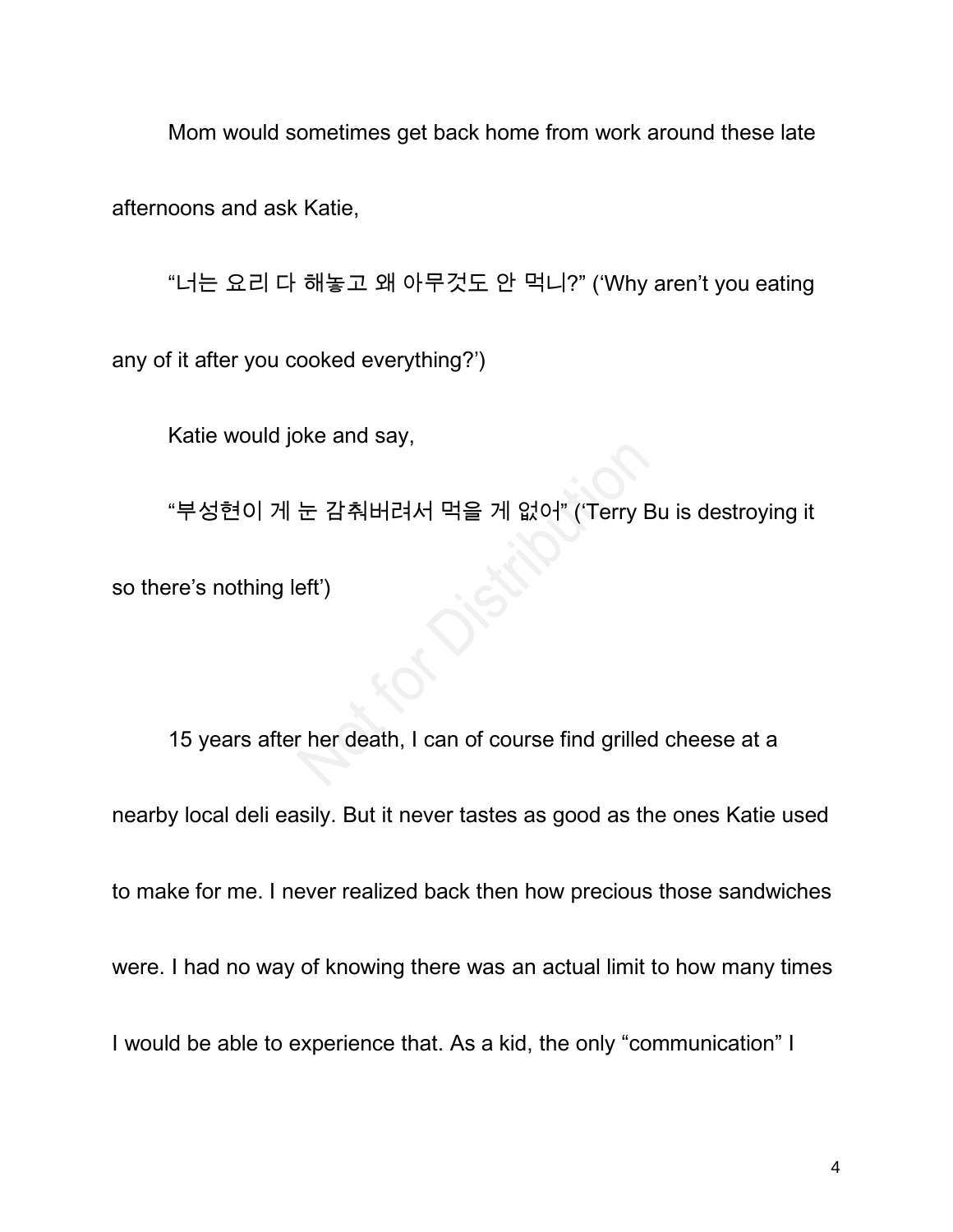Mom would sometimes get back home from work around these late afternoons and ask Katie,

“너는 요리 다 해놓고 왜 아무것도 안 먹니?” (‘Why aren’t you eating any of it after you cooked everything?’)

Katie would joke and say,

“부성현이 게 눈 감춰버려서 먹을 게 없어” (‘Terry Bu is destroying it so there’s nothing left’)

15 years after her death, I can of course find grilled cheese at a nearby local deli easily. But it never tastes as good as the ones Katie used to make for me. I never realized back then how precious those sandwiches were. I had no way of knowing there was an actual limit to how many times I would be able to experience that. As a kid, the only “communication” I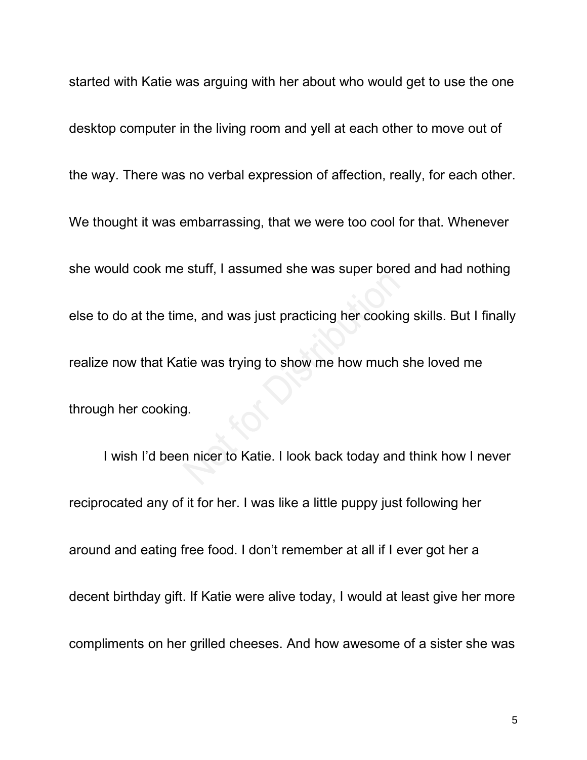started with Katie was arguing with her about who would get to use the one desktop computer in the living room and yell at each other to move out of the way. There was no verbal expression of affection, really, for each other. We thought it was embarrassing, that we were too cool for that. Whenever she would cook me stuff, I assumed she was super bored and had nothing else to do at the time, and was just practicing her cooking skills. But I finally realize now that Katie was trying to show me how much she loved me through her cooking.

I wish I'd been nicer to Katie. I look back today and think how I never reciprocated any of it for her. I was like a little puppy just following her around and eating free food. I don't remember at all if I ever got her a decent birthday gift. If Katie were alive today, I would at least give her more compliments on her grilled cheeses. And how awesome of a sister she was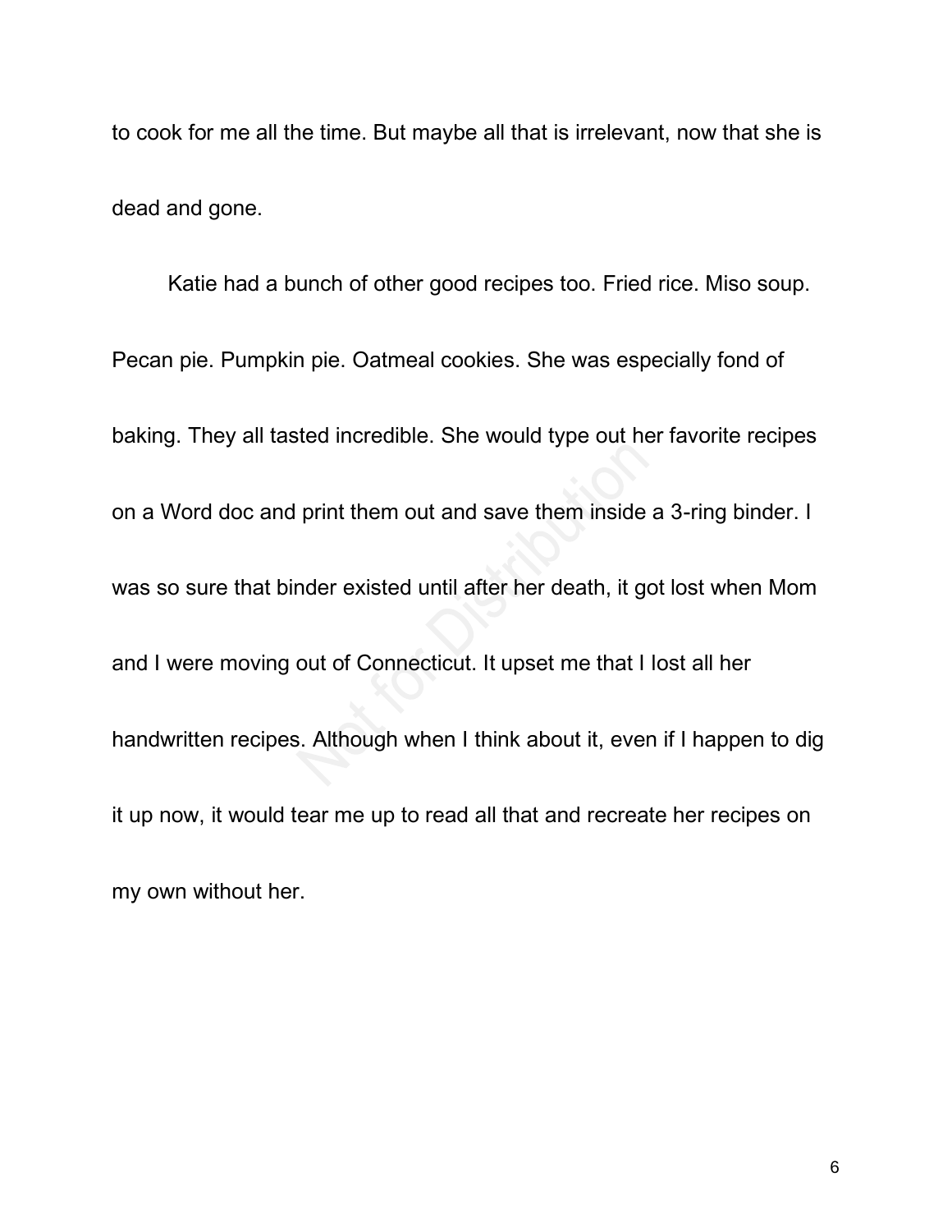to cook for me all the time. But maybe all that is irrelevant, now that she is dead and gone.

Katie had a bunch of other good recipes too. Fried rice. Miso soup. Pecan pie. Pumpkin pie. Oatmeal cookies. She was especially fond of baking. They all tasted incredible. She would type out her favorite recipes on a Word doc and print them out and save them inside a 3-ring binder. I was so sure that binder existed until after her death, it got lost when Mom and I were moving out of Connecticut. It upset me that I lost all her handwritten recipes. Although when I think about it, even if I happen to dig it up now, it would tear me up to read all that and recreate her recipes on my own without her.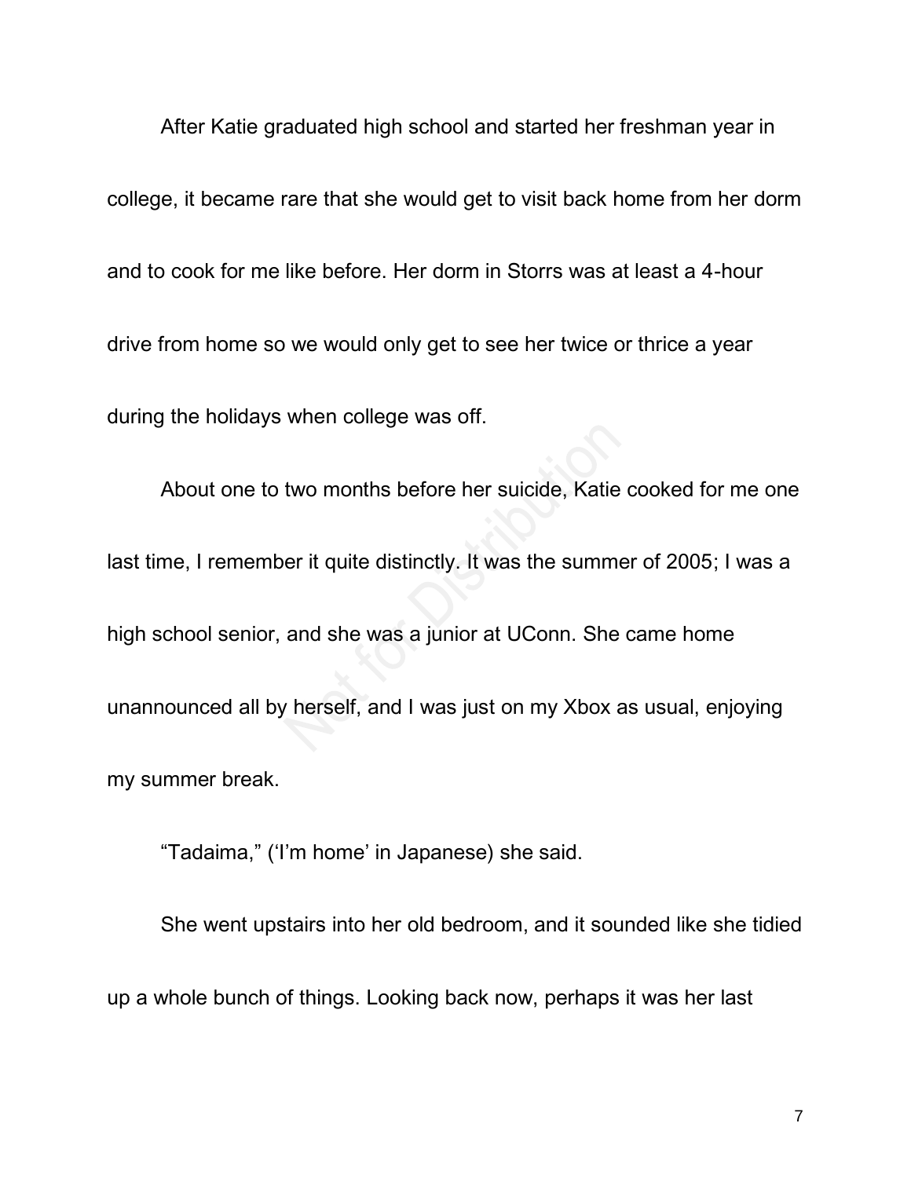After Katie graduated high school and started her freshman year in college, it became rare that she would get to visit back home from her dorm and to cook for me like before. Her dorm in Storrs was at least a 4-hour drive from home so we would only get to see her twice or thrice a year during the holidays when college was off.

About one to two months before her suicide, Katie cooked for me one last time, I remember it quite distinctly. It was the summer of 2005; I was a high school senior, and she was a junior at UConn. She came home unannounced all by herself, and I was just on my Xbox as usual, enjoying my summer break.

“Tadaima,” (‘I’m home’ in Japanese) she said.

She went upstairs into her old bedroom, and it sounded like she tidied up a whole bunch of things. Looking back now, perhaps it was her last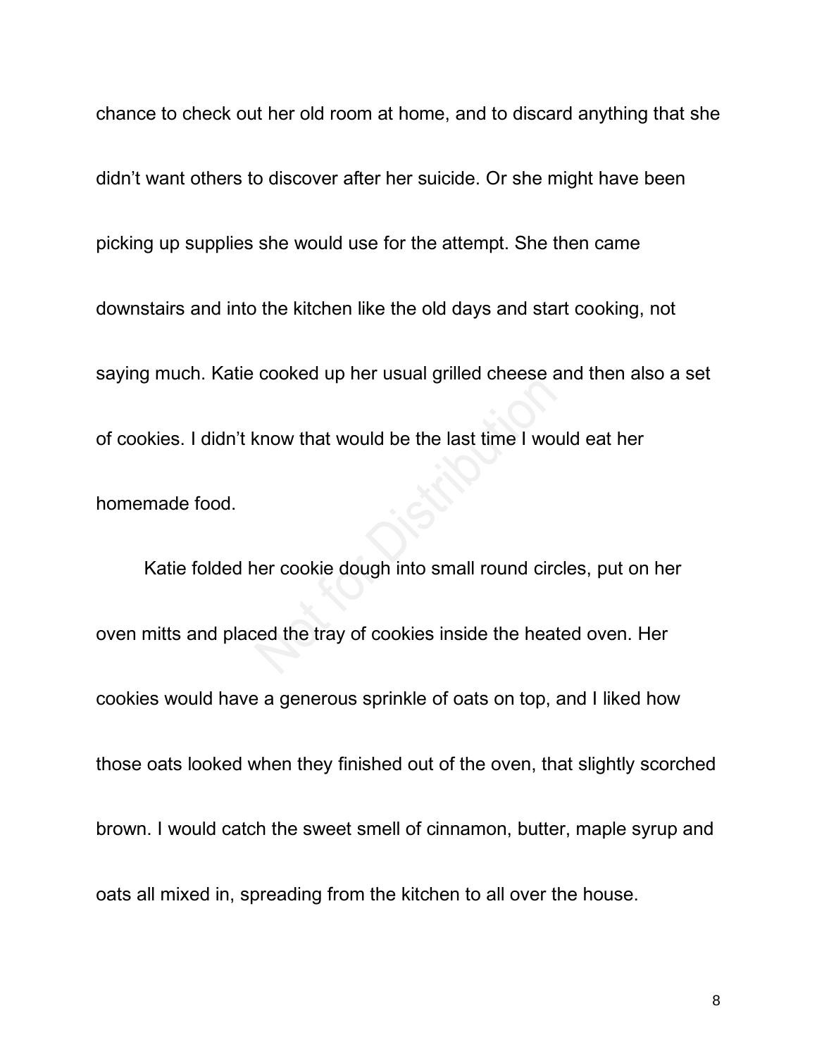chance to check out her old room at home, and to discard anything that she didn't want others to discover after her suicide. Or she might have been picking up supplies she would use for the attempt. She then came downstairs and into the kitchen like the old days and start cooking, not saying much. Katie cooked up her usual grilled cheese and then also a set of cookies. I didn't know that would be the last time I would eat her homemade food.

Katie folded her cookie dough into small round circles, put on her oven mitts and placed the tray of cookies inside the heated oven. Her cookies would have a generous sprinkle of oats on top, and I liked how those oats looked when they finished out of the oven, that slightly scorched brown. I would catch the sweet smell of cinnamon, butter, maple syrup and oats all mixed in, spreading from the kitchen to all over the house.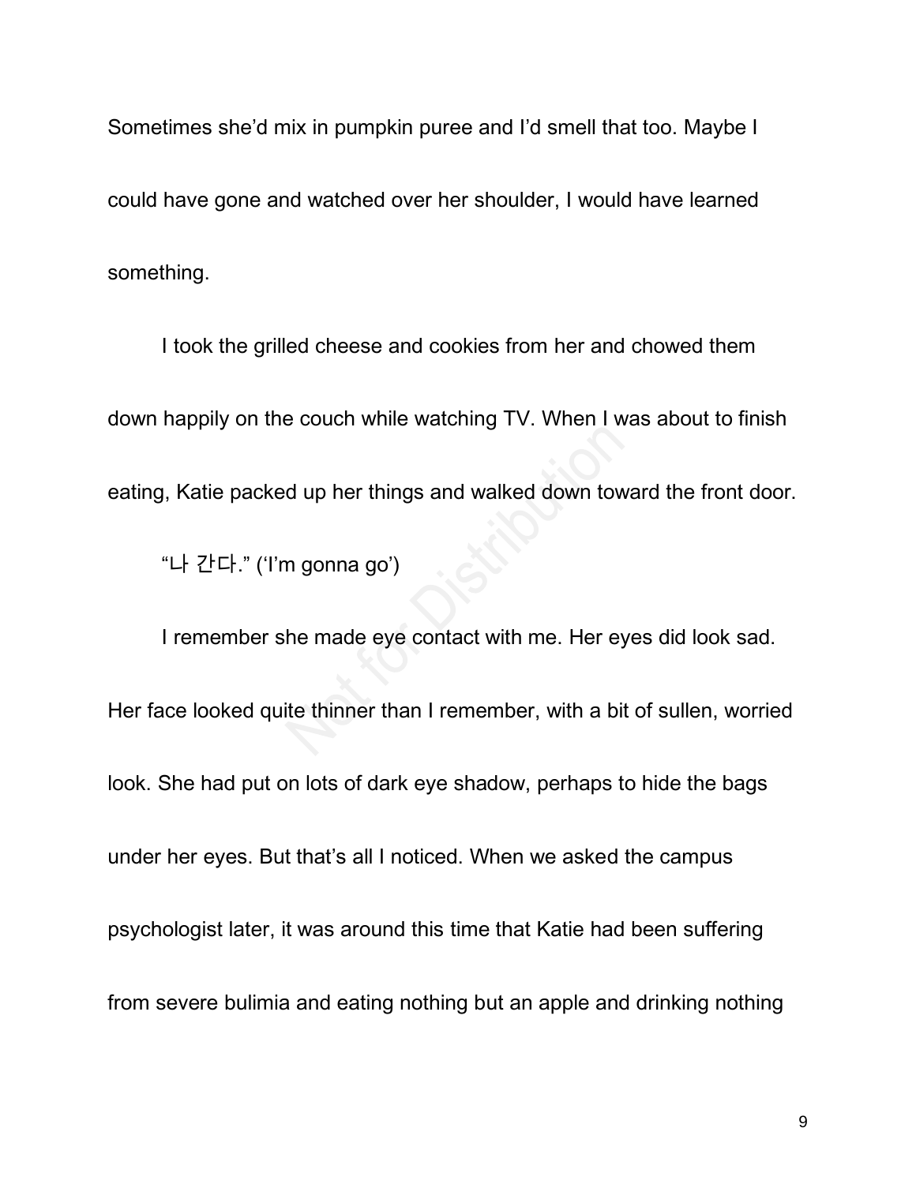Sometimes she'd mix in pumpkin puree and I'd smell that too. Maybe I could have gone and watched over her shoulder, I would have learned something.

I took the grilled cheese and cookies from her and chowed them down happily on the couch while watching TV. When I was about to finish eating, Katie packed up her things and walked down toward the front door.

"나 간다." ('I'm gonna go')

I remember she made eye contact with me. Her eyes did look sad. Her face looked quite thinner than I remember, with a bit of sullen, worried look. She had put on lots of dark eye shadow, perhaps to hide the bags under her eyes. But that's all I noticed. When we asked the campus psychologist later, it was around this time that Katie had been suffering from severe bulimia and eating nothing but an apple and drinking nothing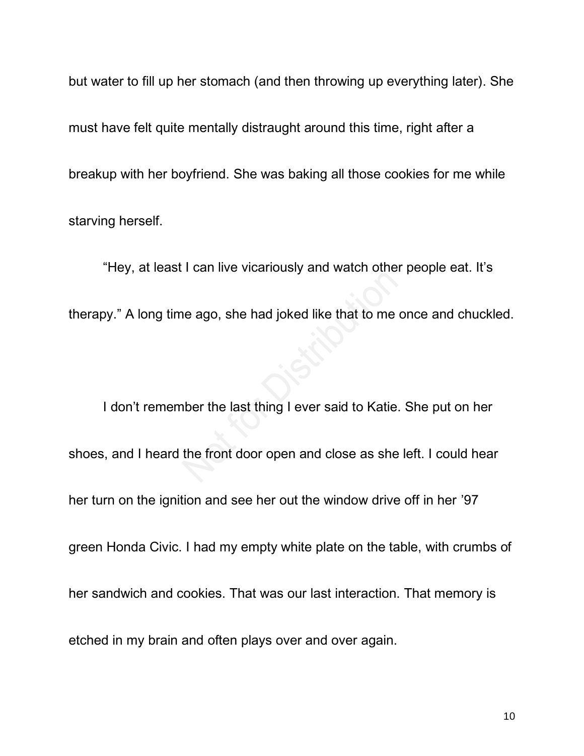but water to fill up her stomach (and then throwing up everything later). She must have felt quite mentally distraught around this time, right after a breakup with her boyfriend. She was baking all those cookies for me while starving herself.

"Hey, at least I can live vicariously and watch other people eat. It's therapy." A long time ago, she had joked like that to me once and chuckled.

I don't remember the last thing I ever said to Katie. She put on her shoes, and I heard the front door open and close as she left. I could hear her turn on the ignition and see her out the window drive off in her '97 green Honda Civic. I had my empty white plate on the table, with crumbs of her sandwich and cookies. That was our last interaction. That memory is etched in my brain and often plays over and over again.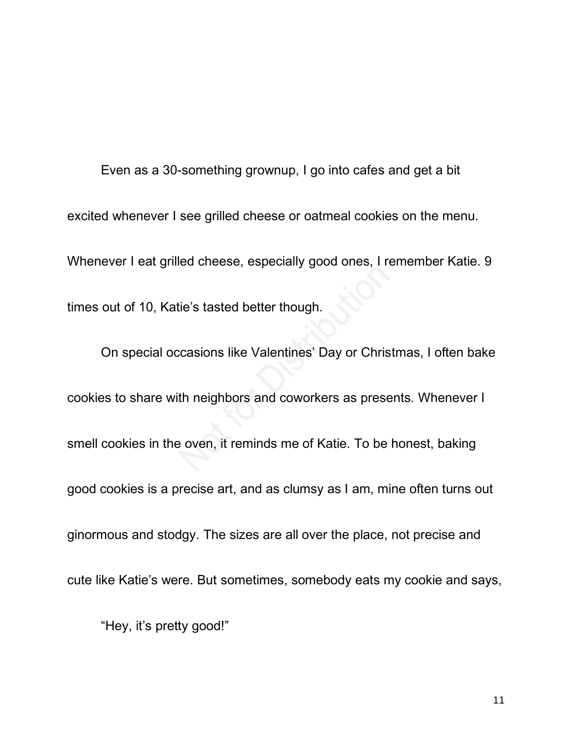Even as a 30-something grownup, I go into cafes and get a bit excited whenever I see grilled cheese or oatmeal cookies on the menu. Whenever I eat grilled cheese, especially good ones, I remember Katie. 9 times out of 10, Katie's tasted better though.

On special occasions like Valentines' Day or Christmas, I often bake cookies to share with neighbors and coworkers as presents. Whenever I smell cookies in the oven, it reminds me of Katie. To be honest, baking good cookies is a precise art, and as clumsy as I am, mine often turns out ginormous and stodgy. The sizes are all over the place, not precise and cute like Katie's were. But sometimes, somebody eats my cookie and says,

"Hey, it's pretty good!"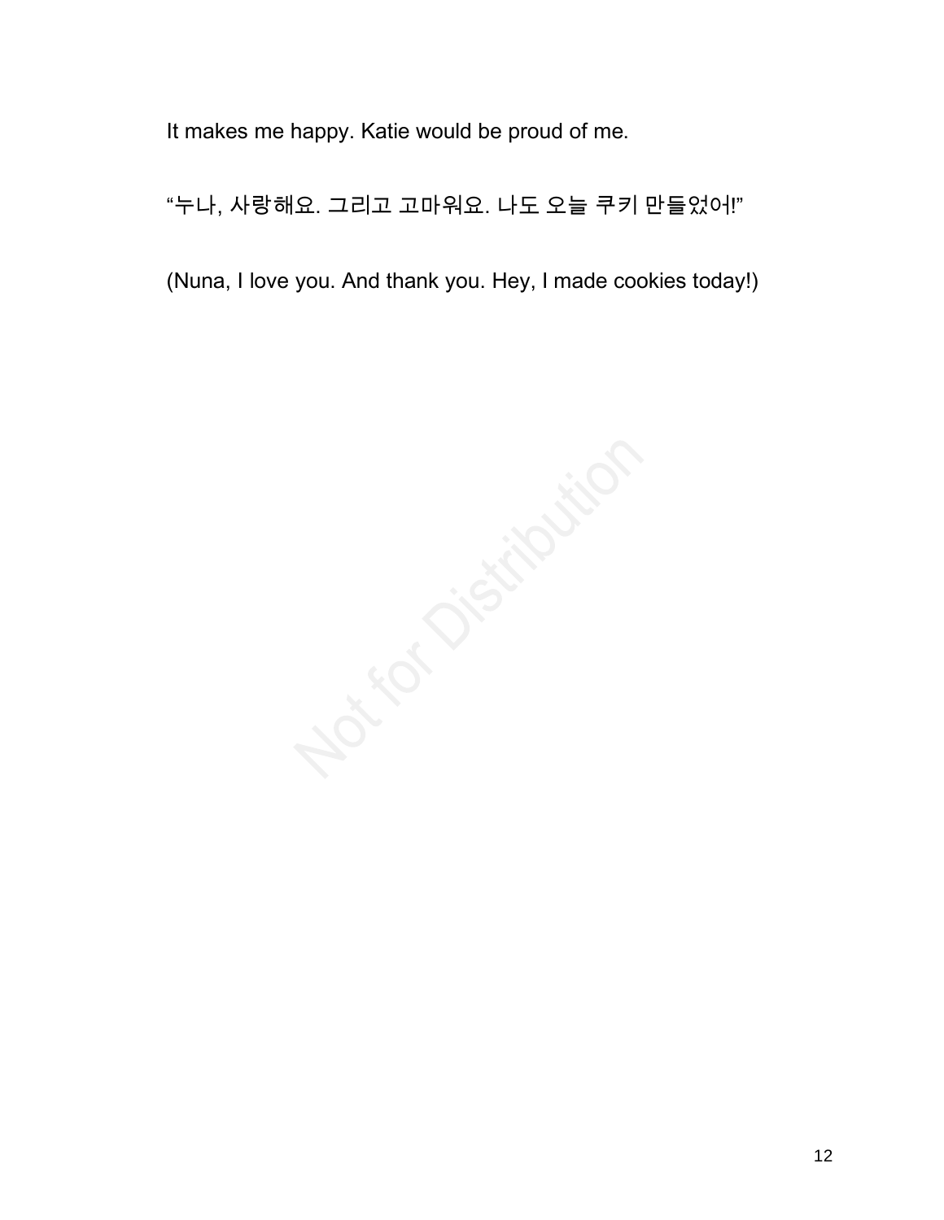It makes me happy. Katie would be proud of me.

"누나, 사랑해요. 그리고 고마워요. 나도 오늘 쿠키 만들었어!"

(Nuna, I love you. And thank you. Hey, I made cookies today!)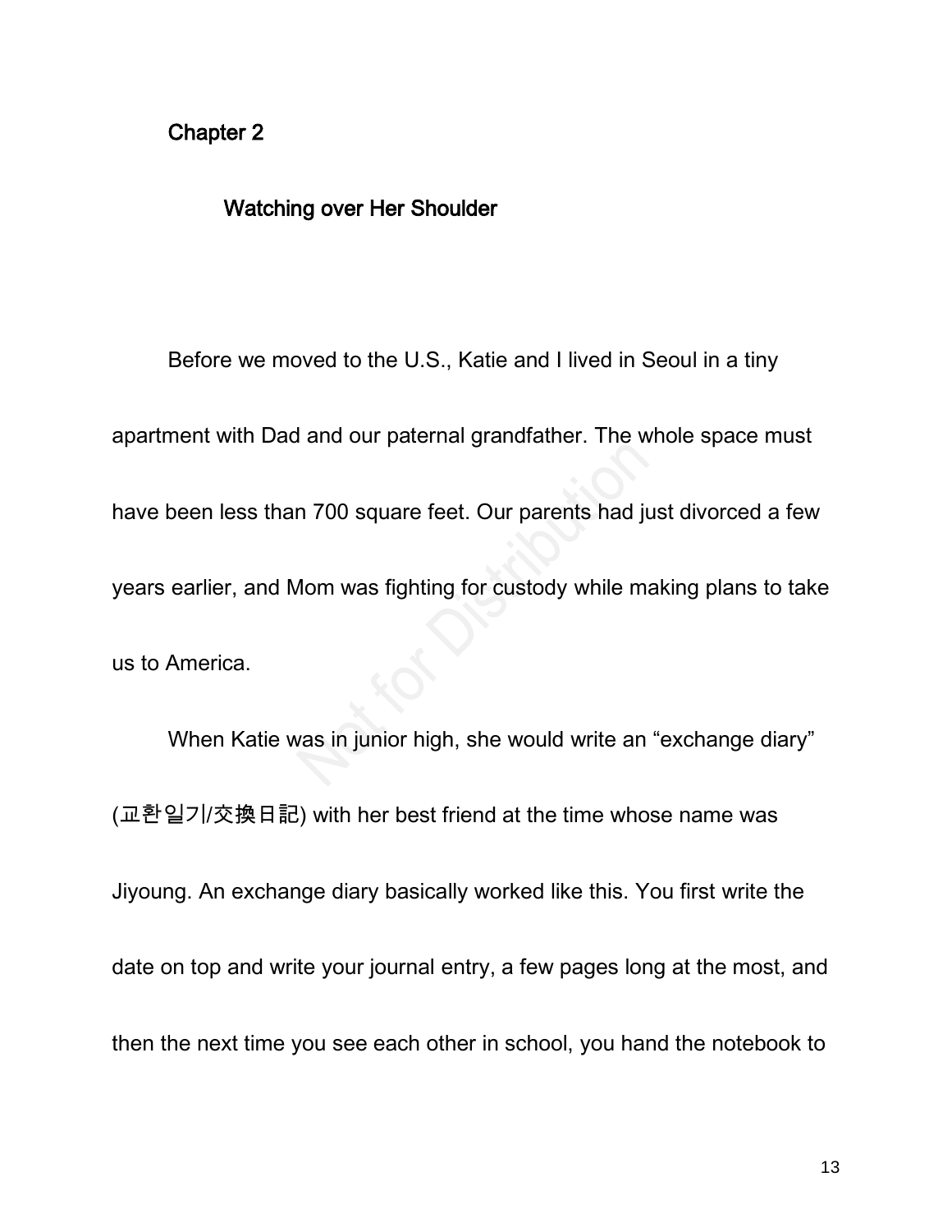# Chapter 2

## Watching over Her Shoulder

Before we moved to the U.S., Katie and I lived in Seoul in a tiny apartment with Dad and our paternal grandfather. The whole space must have been less than 700 square feet. Our parents had just divorced a few years earlier, and Mom was fighting for custody while making plans to take us to America.

When Katie was in junior high, she would write an "exchange diary" (교환일기/交換日記) with her best friend at the time whose name was Jiyoung. An exchange diary basically worked like this. You first write the date on top and write your journal entry, a few pages long at the most, and then the next time you see each other in school, you hand the notebook to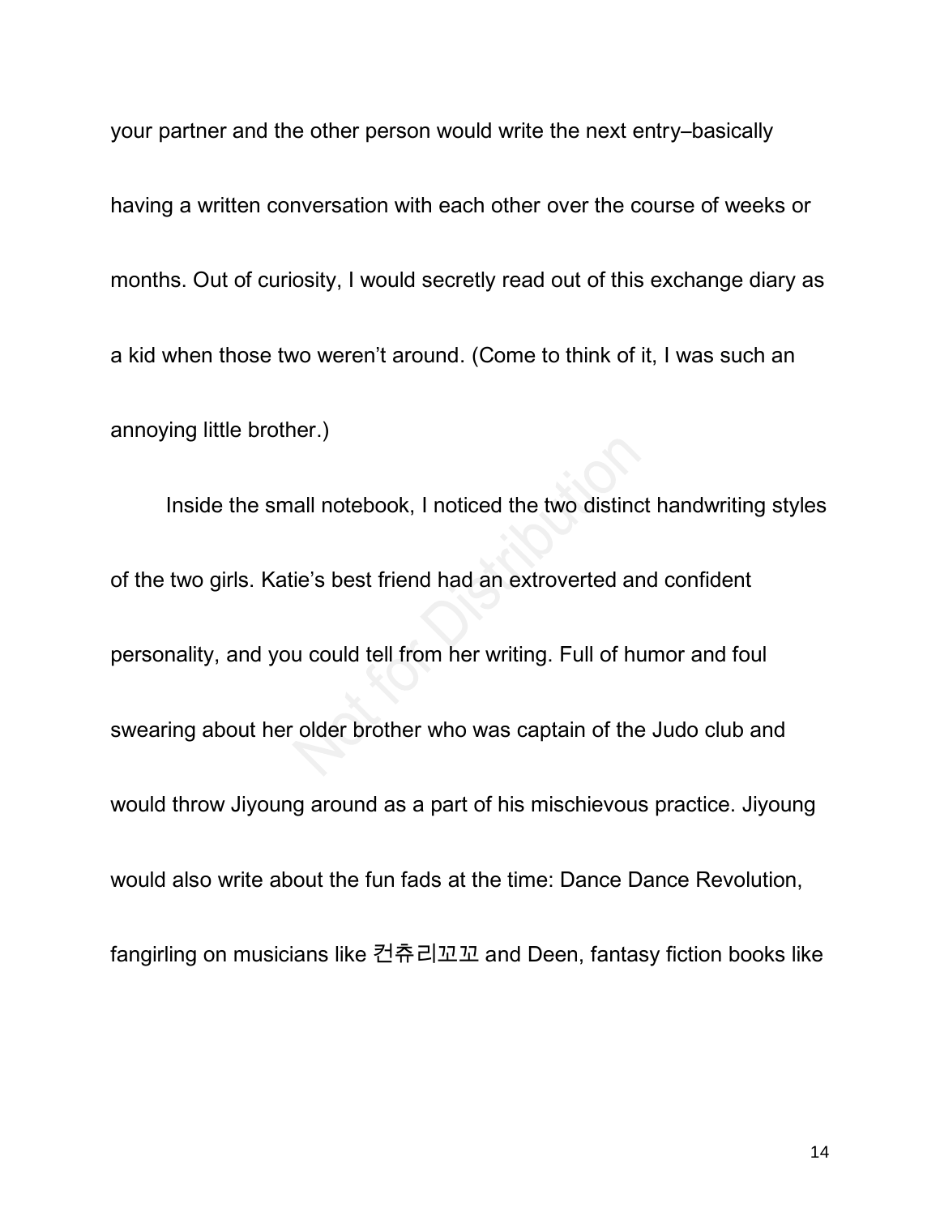your partner and the other person would write the next entry–basically having a written conversation with each other over the course of weeks or months. Out of curiosity, I would secretly read out of this exchange diary as a kid when those two weren't around. (Come to think of it, I was such an annoying little brother.)

Inside the small notebook, I noticed the two distinct handwriting styles of the two girls. Katie's best friend had an extroverted and confident personality, and you could tell from her writing. Full of humor and foul swearing about her older brother who was captain of the Judo club and would throw Jiyoung around as a part of his mischievous practice. Jiyoung would also write about the fun fads at the time: Dance Dance Revolution, fangirling on musicians like 컨츄리꼬꼬 and Deen, fantasy fiction books like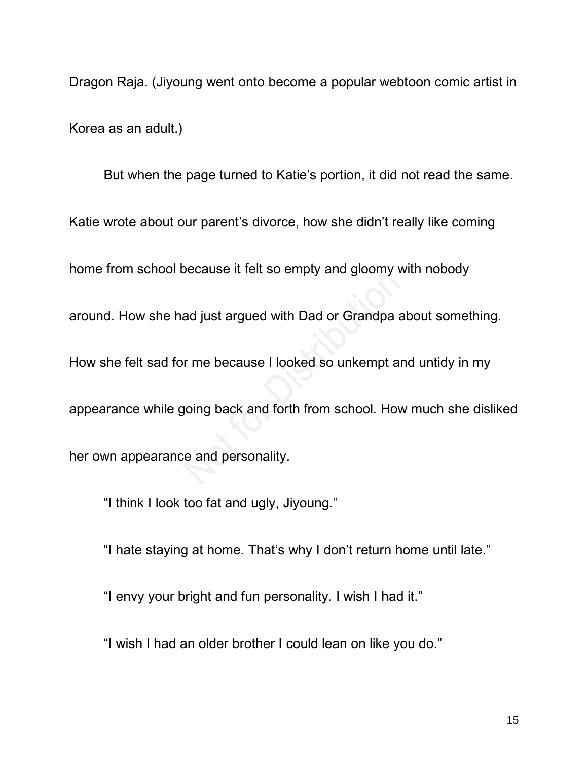Dragon Raja. (Jiyoung went onto become a popular webtoon comic artist in Korea as an adult.)

But when the page turned to Katie's portion, it did not read the same. Katie wrote about our parent's divorce, how she didn't really like coming home from school because it felt so empty and gloomy with nobody around. How she had just argued with Dad or Grandpa about something. How she felt sad for me because I looked so unkempt and untidy in my appearance while going back and forth from school. How much she disliked her own appearance and personality.

"I think I look too fat and ugly, Jiyoung."

"I hate staying at home. That's why I don't return home until late."

"I envy your bright and fun personality. I wish I had it."

"I wish I had an older brother I could lean on like you do."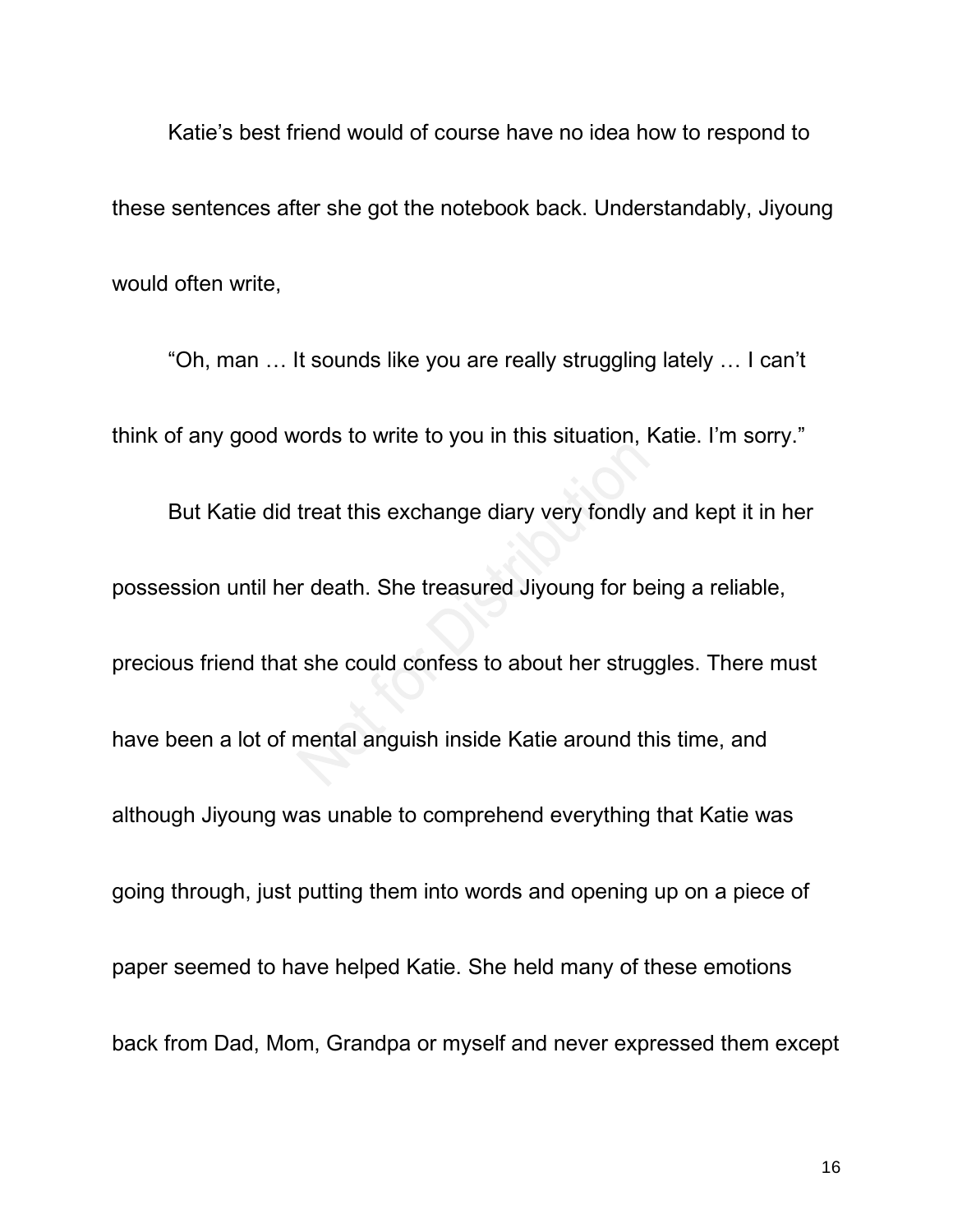Katie's best friend would of course have no idea how to respond to these sentences after she got the notebook back. Understandably, Jiyoung would often write,

"Oh, man … It sounds like you are really struggling lately … I can't think of any good words to write to you in this situation, Katie. I'm sorry."

But Katie did treat this exchange diary very fondly and kept it in her possession until her death. She treasured Jiyoung for being a reliable, precious friend that she could confess to about her struggles. There must have been a lot of mental anguish inside Katie around this time, and although Jiyoung was unable to comprehend everything that Katie was going through, just putting them into words and opening up on a piece of paper seemed to have helped Katie. She held many of these emotions back from Dad, Mom, Grandpa or myself and never expressed them except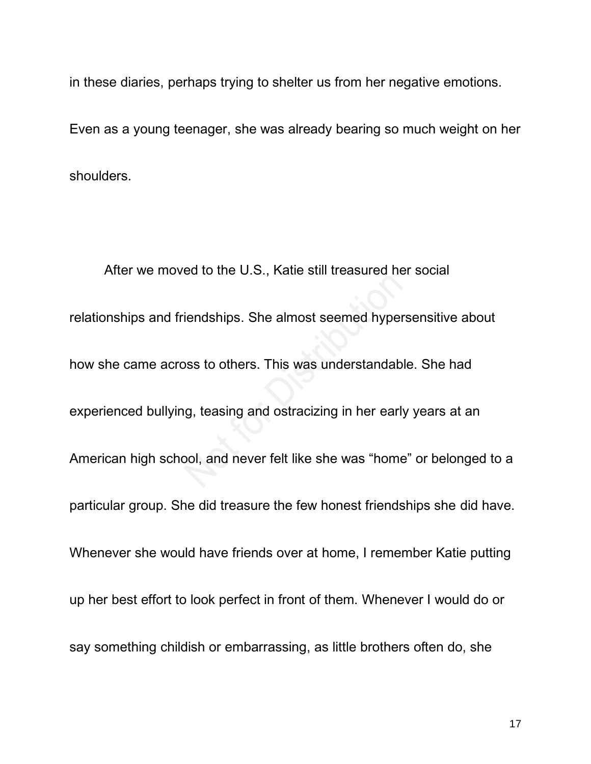in these diaries, perhaps trying to shelter us from her negative emotions. Even as a young teenager, she was already bearing so much weight on her shoulders.

After we moved to the U.S., Katie still treasured her social relationships and friendships. She almost seemed hypersensitive about how she came across to others. This was understandable. She had experienced bullying, teasing and ostracizing in her early years at an American high school, and never felt like she was "home" or belonged to a particular group. She did treasure the few honest friendships she did have. Whenever she would have friends over at home, I remember Katie putting up her best effort to look perfect in front of them. Whenever I would do or say something childish or embarrassing, as little brothers often do, she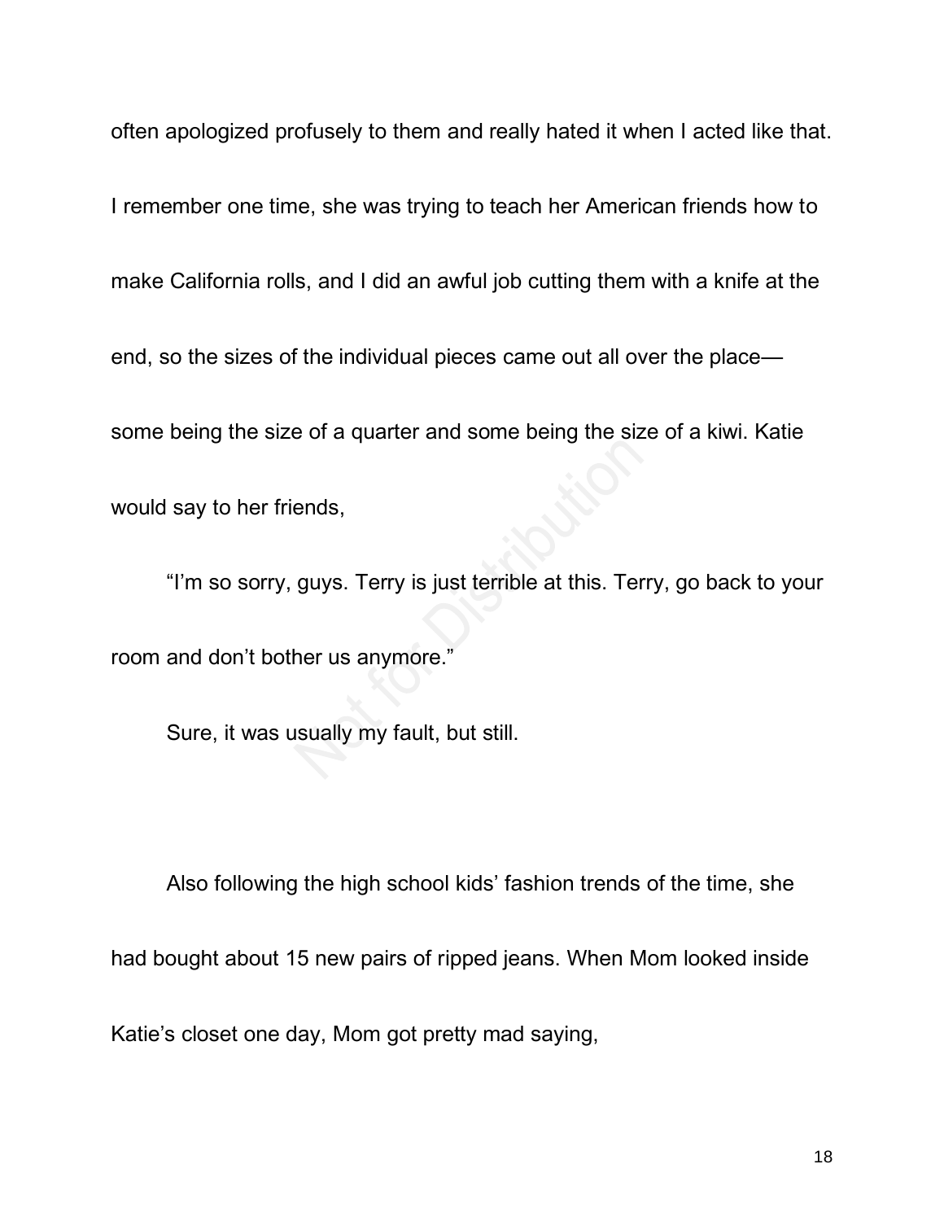often apologized profusely to them and really hated it when I acted like that. I remember one time, she was trying to teach her American friends how to make California rolls, and I did an awful job cutting them with a knife at the end, so the sizes of the individual pieces came out all over the place—some being the size of a quarter and some being the size of a kiwi. Katie would say to her friends,

"I'm so sorry, guys. Terry is just terrible at this. Terry, go back to your room and don't bother us anymore."

Sure, it was usually my fault, but still.

Also following the high school kids' fashion trends of the time, she had bought about 15 new pairs of ripped jeans. When Mom looked inside Katie's closet one day, Mom got pretty mad saying,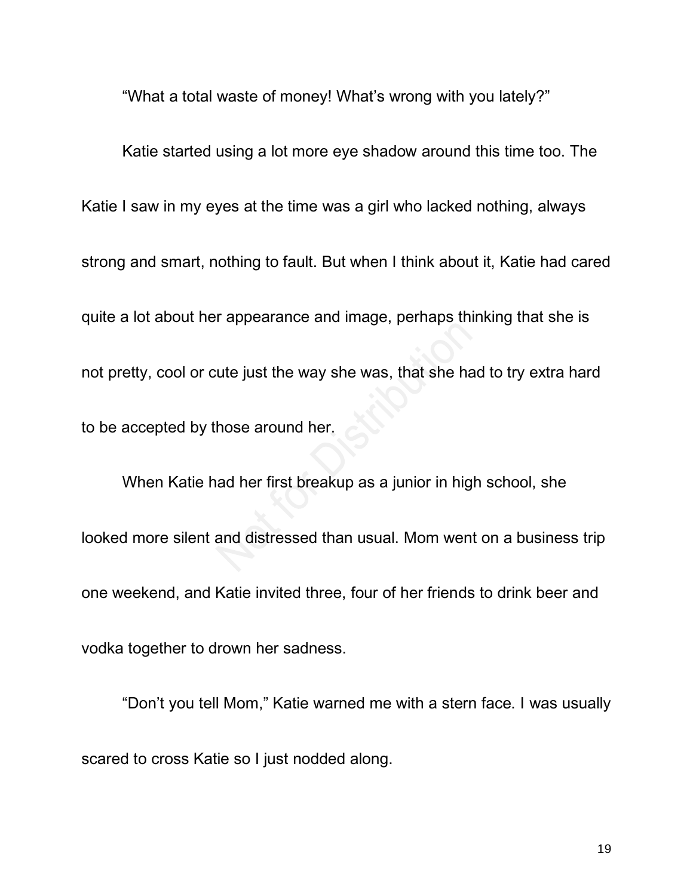"What a total waste of money! What's wrong with you lately?"

Katie started using a lot more eye shadow around this time too. The Katie I saw in my eyes at the time was a girl who lacked nothing, always strong and smart, nothing to fault. But when I think about it, Katie had cared quite a lot about her appearance and image, perhaps thinking that she is not pretty, cool or cute just the way she was, that she had to try extra hard to be accepted by those around her.

When Katie had her first breakup as a junior in high school, she looked more silent and distressed than usual. Mom went on a business trip one weekend, and Katie invited three, four of her friends to drink beer and vodka together to drown her sadness.

"Don't you tell Mom," Katie warned me with a stern face. I was usually scared to cross Katie so I just nodded along.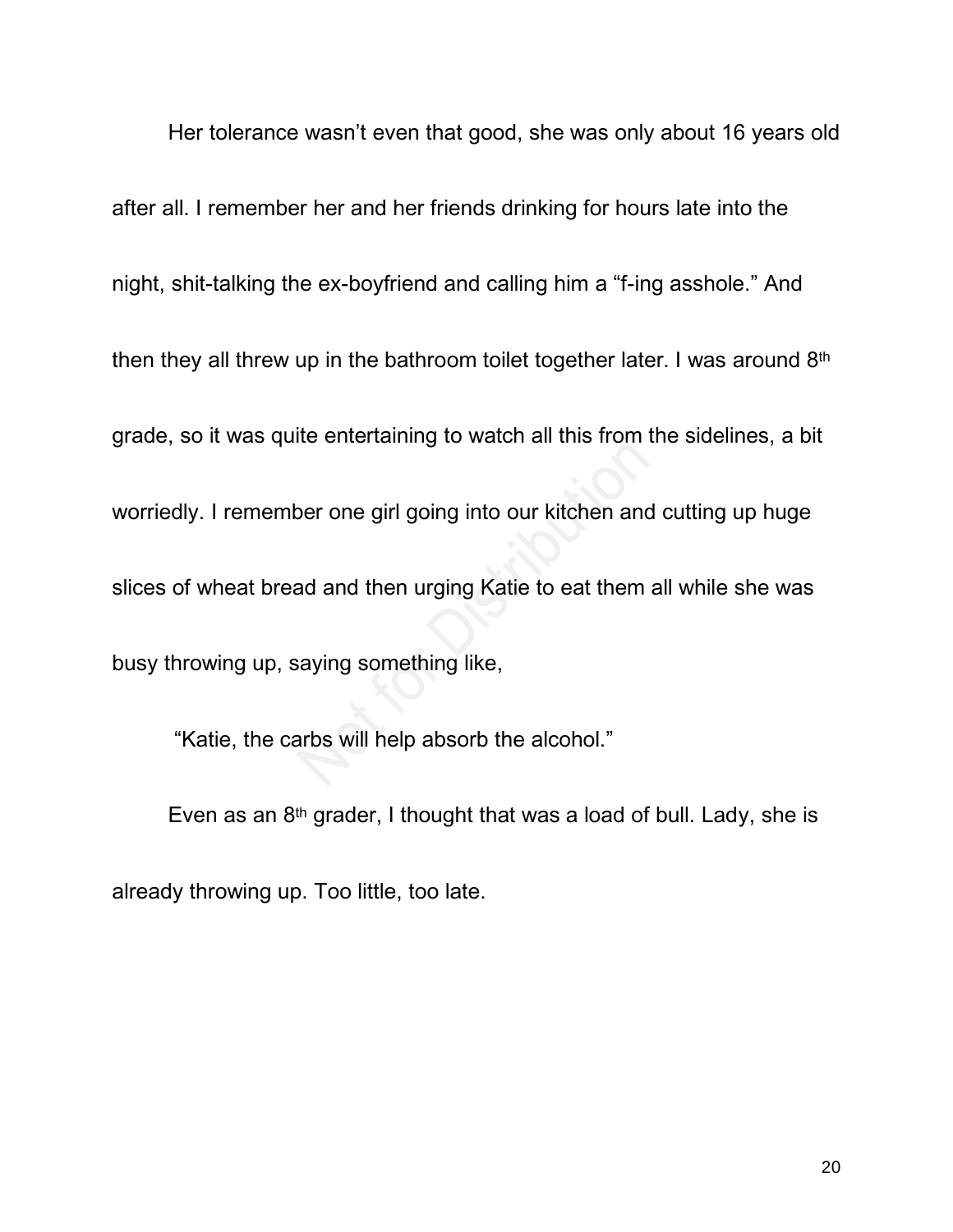Her tolerance wasn't even that good, she was only about 16 years old after all. I remember her and her friends drinking for hours late into the night, shit-talking the ex-boyfriend and calling him a "f-ing asshole." And then they all threw up in the bathroom toilet together later. I was around 8th grade, so it was quite entertaining to watch all this from the sidelines, a bit worriedly. I remember one girl going into our kitchen and cutting up huge slices of wheat bread and then urging Katie to eat them all while she was busy throwing up, saying something like,

"Katie, the carbs will help absorb the alcohol."

Even as an 8th grader, I thought that was a load of bull. Lady, she is already throwing up. Too little, too late.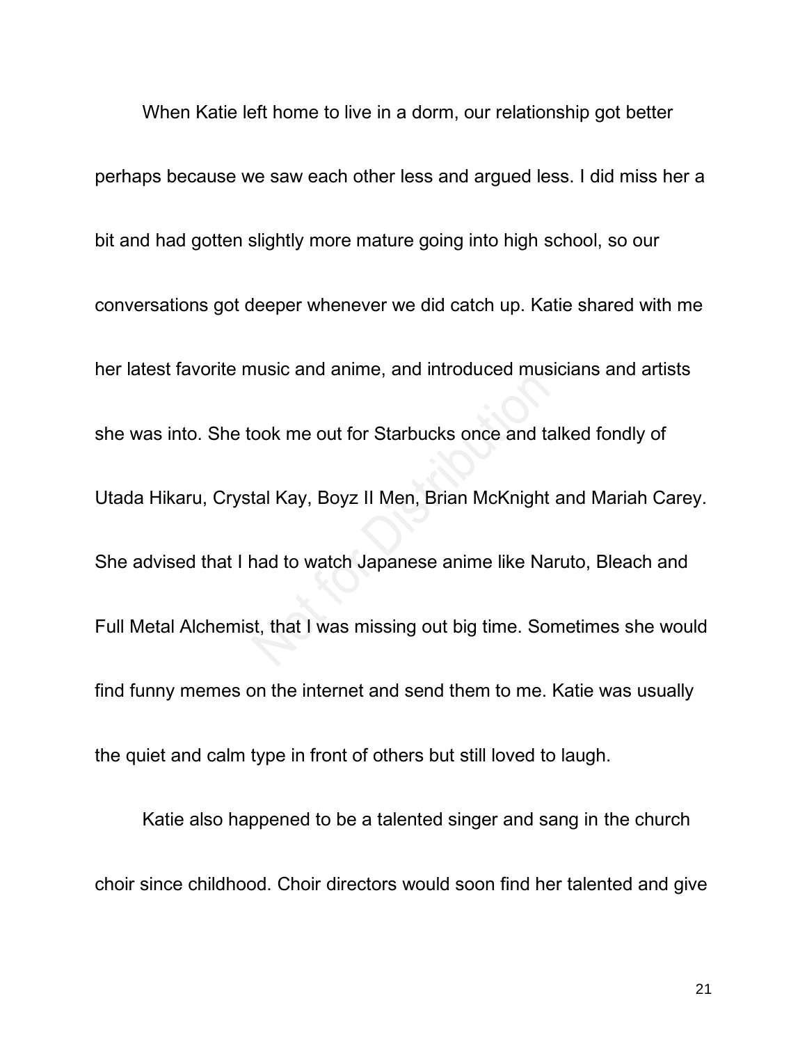When Katie left home to live in a dorm, our relationship got better perhaps because we saw each other less and argued less. I did miss her a bit and had gotten slightly more mature going into high school, so our conversations got deeper whenever we did catch up. Katie shared with me her latest favorite music and anime, and introduced musicians and artists she was into. She took me out for Starbucks once and talked fondly of Utada Hikaru, Crystal Kay, Boyz II Men, Brian McKnight and Mariah Carey. She advised that I had to watch Japanese anime like Naruto, Bleach and Full Metal Alchemist, that I was missing out big time. Sometimes she would find funny memes on the internet and send them to me. Katie was usually the quiet and calm type in front of others but still loved to laugh.

Katie also happened to be a talented singer and sang in the church choir since childhood. Choir directors would soon find her talented and give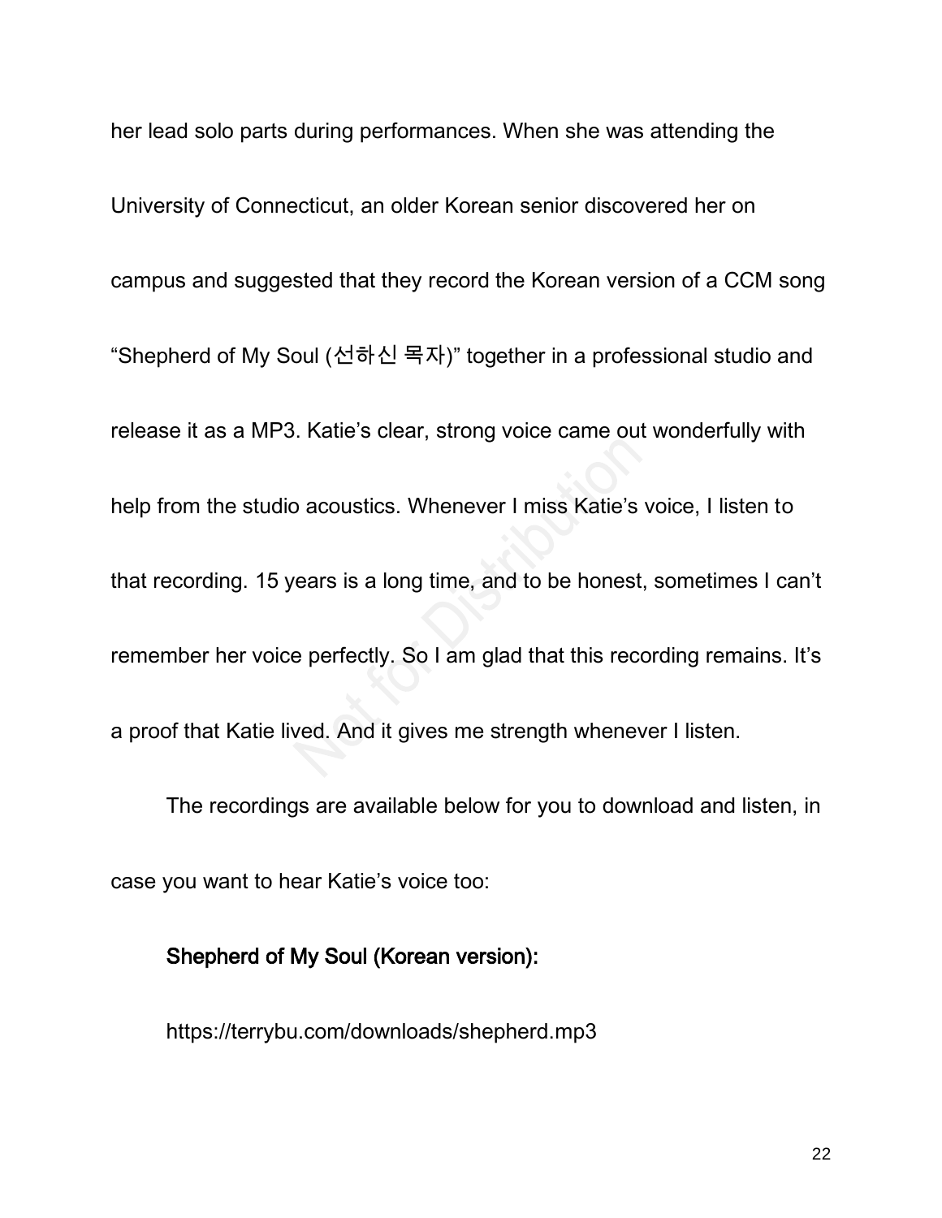her lead solo parts during performances. When she was attending the University of Connecticut, an older Korean senior discovered her on campus and suggested that they record the Korean version of a CCM song "Shepherd of My Soul (선하신 목자)" together in a professional studio and release it as a MP3. Katie's clear, strong voice came out wonderfully with help from the studio acoustics. Whenever I miss Katie's voice, I listen to that recording. 15 years is a long time, and to be honest, sometimes I can't remember her voice perfectly. So I am glad that this recording remains. It's a proof that Katie lived. And it gives me strength whenever I listen.

The recordings are available below for you to download and listen, in case you want to hear Katie's voice too:

**Shepherd of My Soul (Korean version):**

https://terrybu.com/downloads/shepherd.mp3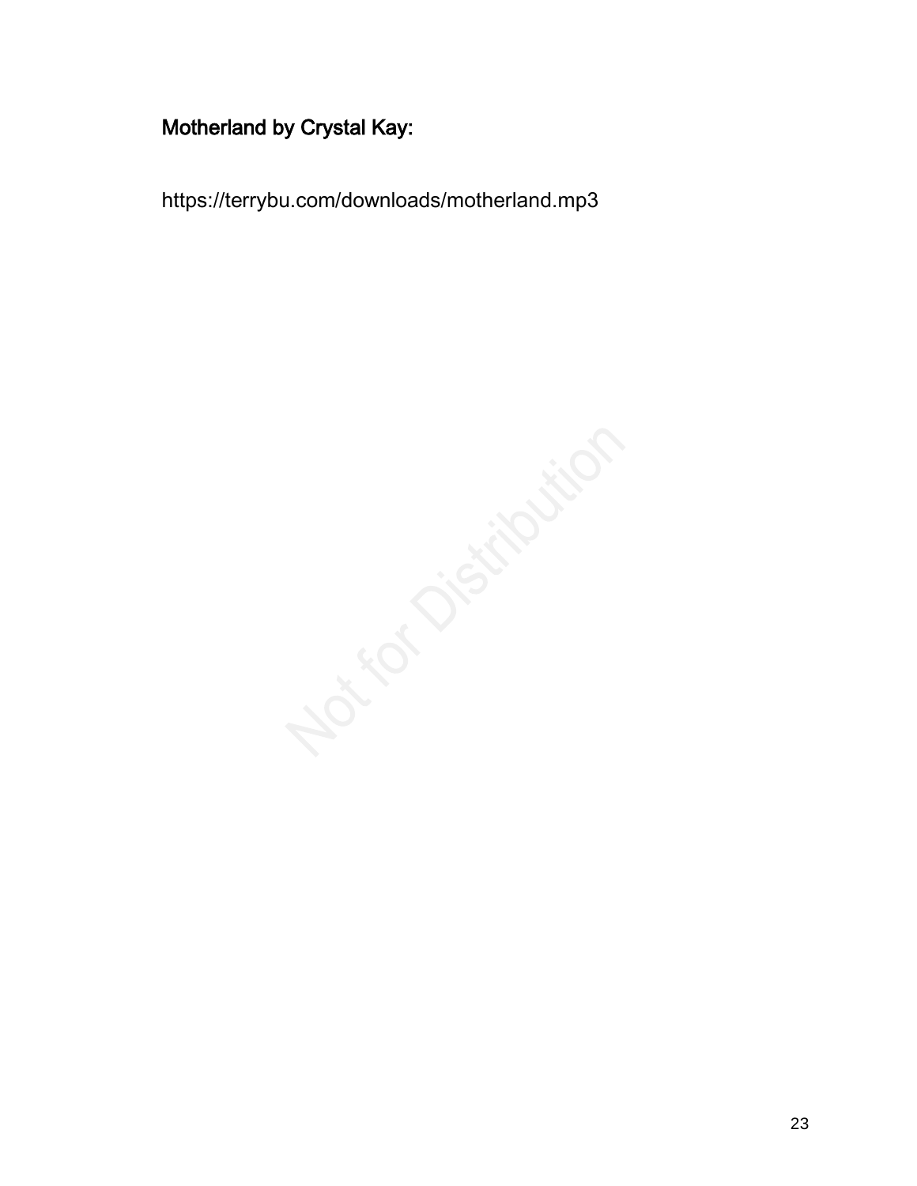**Motherland by Crystal Kay:**

https://terrybu.com/downloads/motherland.mp3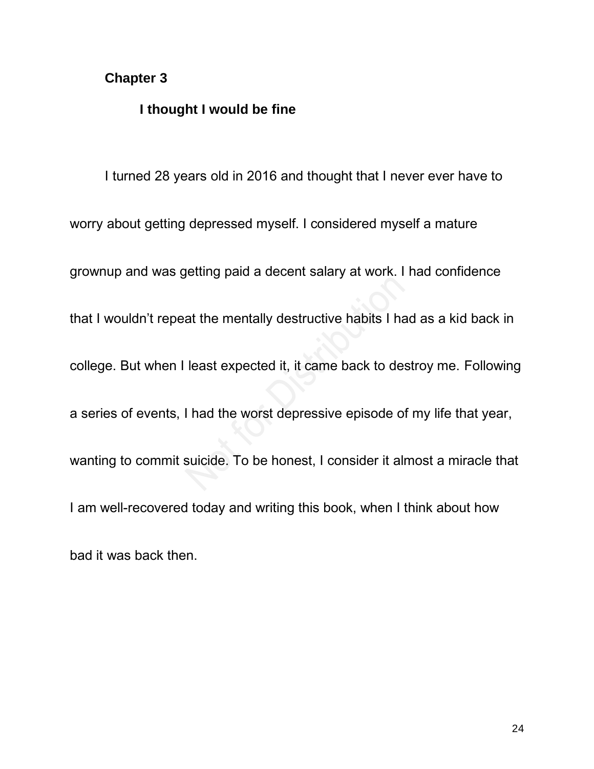## Chapter 3

### I thought I would be fine

I turned 28 years old in 2016 and thought that I never ever have to worry about getting depressed myself. I considered myself a mature grownup and was getting paid a decent salary at work. I had confidence that I wouldn't repeat the mentally destructive habits I had as a kid back in college. But when I least expected it, it came back to destroy me. Following a series of events, I had the worst depressive episode of my life that year, wanting to commit suicide. To be honest, I consider it almost a miracle that I am well-recovered today and writing this book, when I think about how bad it was back then.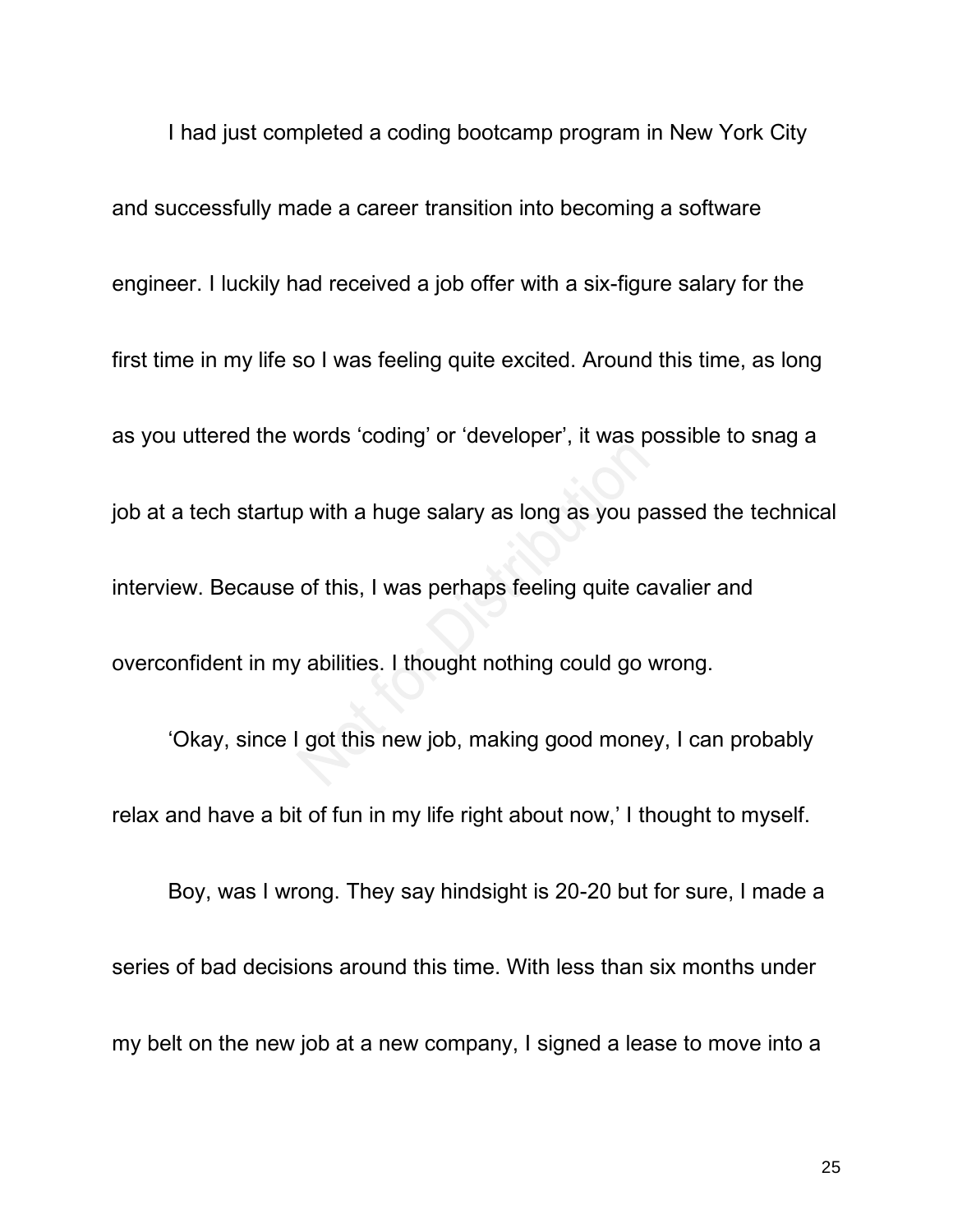I had just completed a coding bootcamp program in New York City and successfully made a career transition into becoming a software engineer. I luckily had received a job offer with a six-figure salary for the first time in my life so I was feeling quite excited. Around this time, as long as you uttered the words 'coding' or 'developer', it was possible to snag a job at a tech startup with a huge salary as long as you passed the technical interview. Because of this, I was perhaps feeling quite cavalier and overconfident in my abilities. I thought nothing could go wrong.

'Okay, since I got this new job, making good money, I can probably relax and have a bit of fun in my life right about now,' I thought to myself.

Boy, was I wrong. They say hindsight is 20-20 but for sure, I made a series of bad decisions around this time. With less than six months under my belt on the new job at a new company, I signed a lease to move into a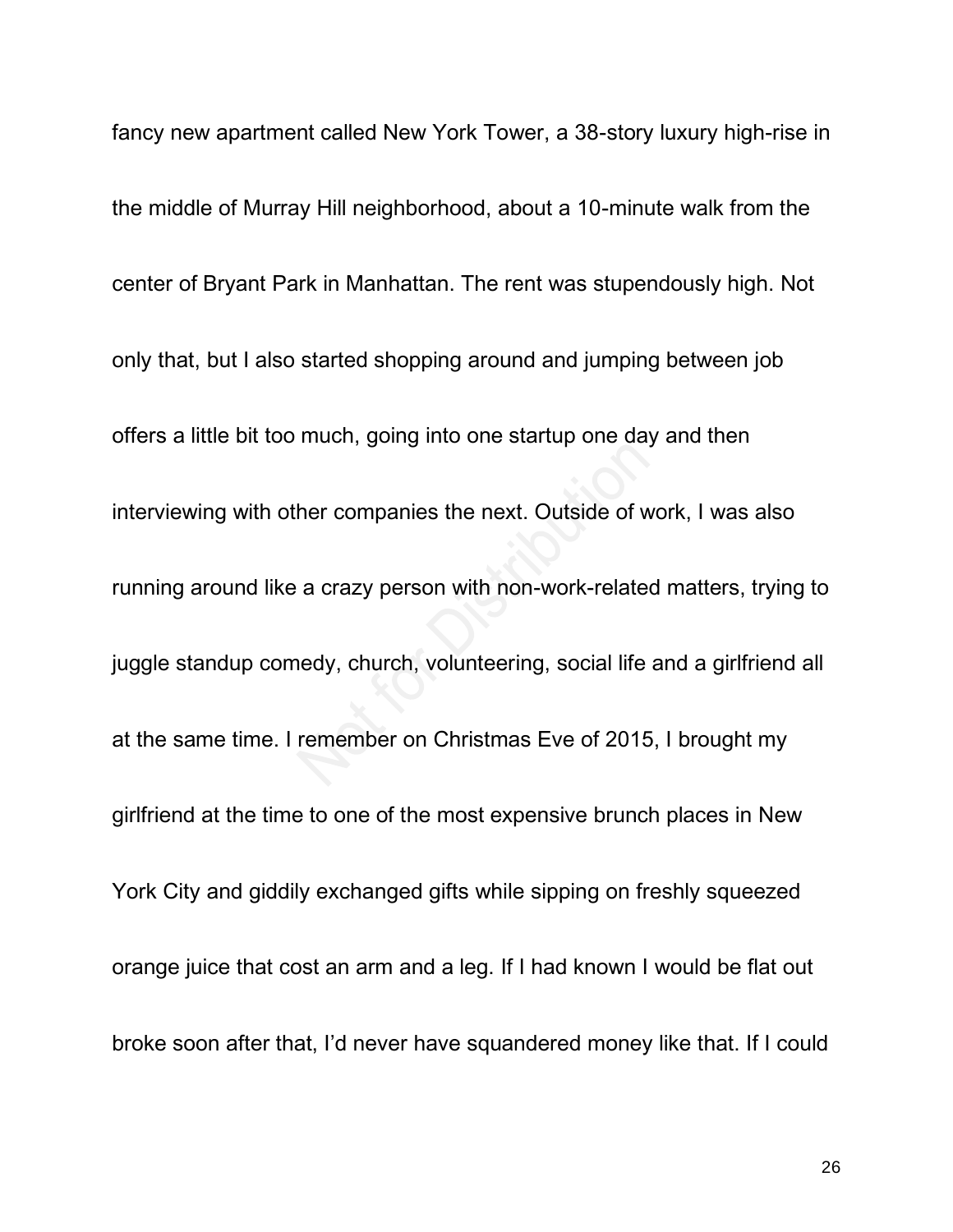fancy new apartment called New York Tower, a 38-story luxury high-rise in the middle of Murray Hill neighborhood, about a 10-minute walk from the center of Bryant Park in Manhattan. The rent was stupendously high. Not only that, but I also started shopping around and jumping between job offers a little bit too much, going into one startup one day and then interviewing with other companies the next. Outside of work, I was also running around like a crazy person with non-work-related matters, trying to juggle standup comedy, church, volunteering, social life and a girlfriend all at the same time. I remember on Christmas Eve of 2015, I brought my girlfriend at the time to one of the most expensive brunch places in New York City and giddily exchanged gifts while sipping on freshly squeezed orange juice that cost an arm and a leg. If I had known I would be flat out broke soon after that, I'd never have squandered money like that. If I could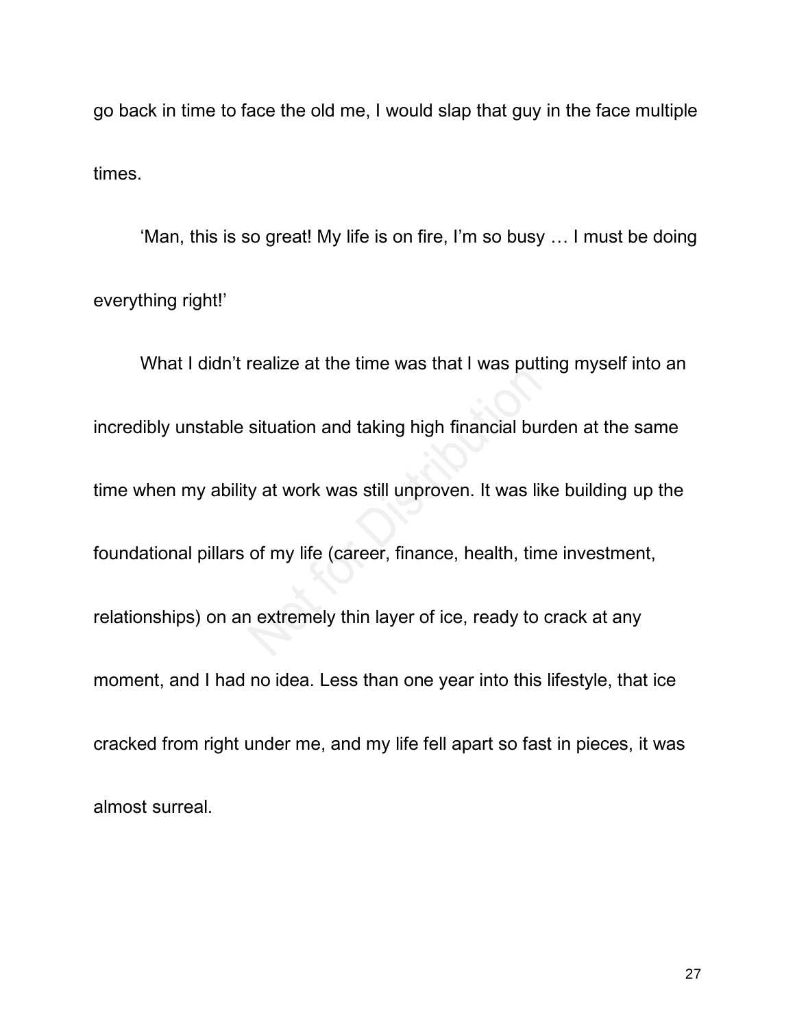go back in time to face the old me, I would slap that guy in the face multiple times.

'Man, this is so great! My life is on fire, I'm so busy … I must be doing everything right!'

What I didn't realize at the time was that I was putting myself into an incredibly unstable situation and taking high financial burden at the same time when my ability at work was still unproven. It was like building up the foundational pillars of my life (career, finance, health, time investment, relationships) on an extremely thin layer of ice, ready to crack at any moment, and I had no idea. Less than one year into this lifestyle, that ice cracked from right under me, and my life fell apart so fast in pieces, it was almost surreal.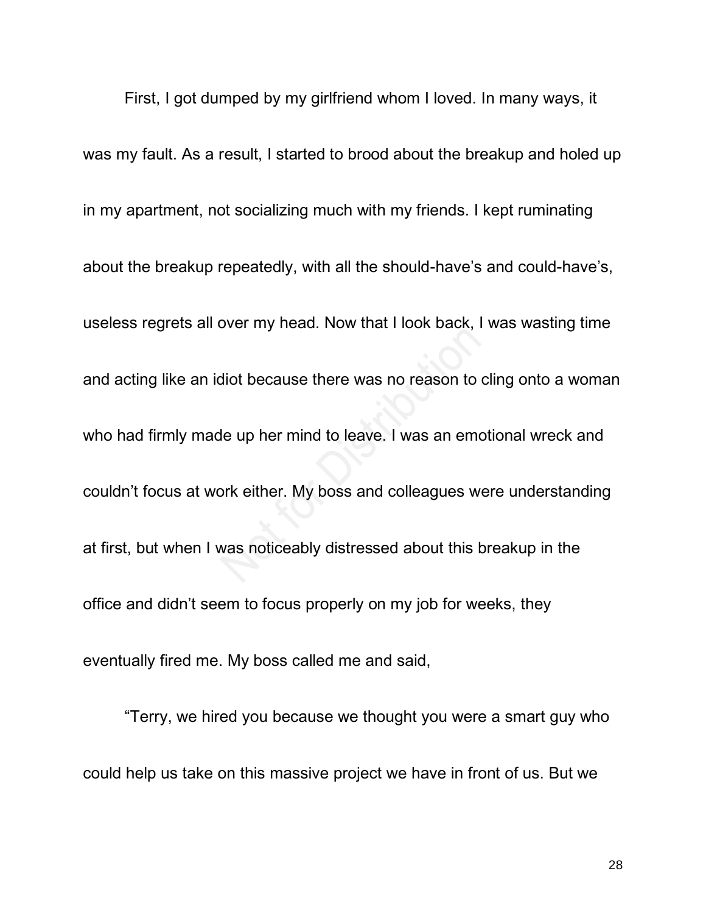First, I got dumped by my girlfriend whom I loved. In many ways, it was my fault. As a result, I started to brood about the breakup and holed up in my apartment, not socializing much with my friends. I kept ruminating about the breakup repeatedly, with all the should-have's and could-have's, useless regrets all over my head. Now that I look back, I was wasting time and acting like an idiot because there was no reason to cling onto a woman who had firmly made up her mind to leave. I was an emotional wreck and couldn't focus at work either. My boss and colleagues were understanding at first, but when I was noticeably distressed about this breakup in the office and didn't seem to focus properly on my job for weeks, they eventually fired me. My boss called me and said,

"Terry, we hired you because we thought you were a smart guy who could help us take on this massive project we have in front of us. But we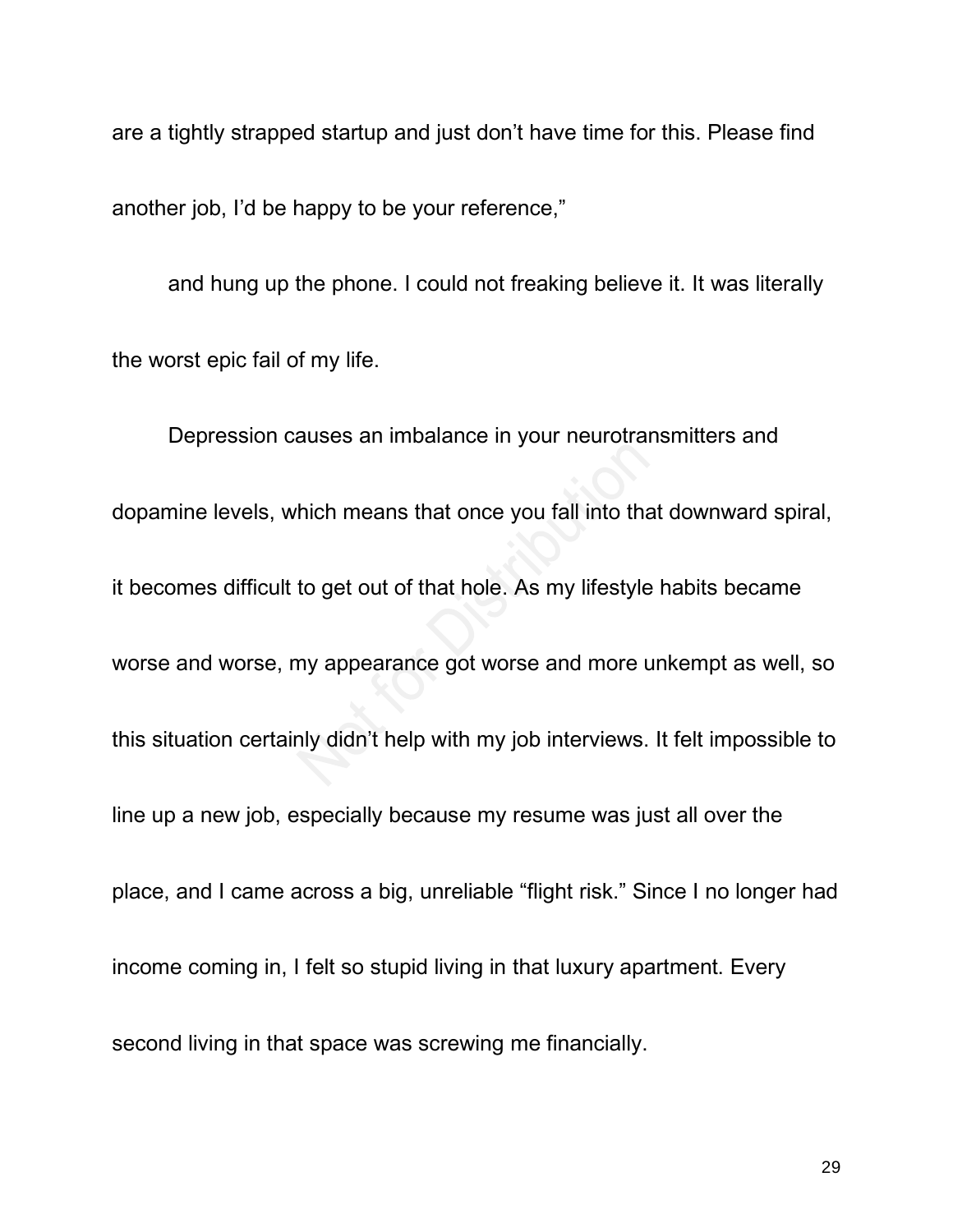are a tightly strapped startup and just don't have time for this. Please find another job, I'd be happy to be your reference,"

and hung up the phone. I could not freaking believe it. It was literally the worst epic fail of my life.

Depression causes an imbalance in your neurotransmitters and dopamine levels, which means that once you fall into that downward spiral, it becomes difficult to get out of that hole. As my lifestyle habits became worse and worse, my appearance got worse and more unkempt as well, so this situation certainly didn't help with my job interviews. It felt impossible to line up a new job, especially because my resume was just all over the place, and I came across a big, unreliable "flight risk." Since I no longer had income coming in, I felt so stupid living in that luxury apartment. Every second living in that space was screwing me financially.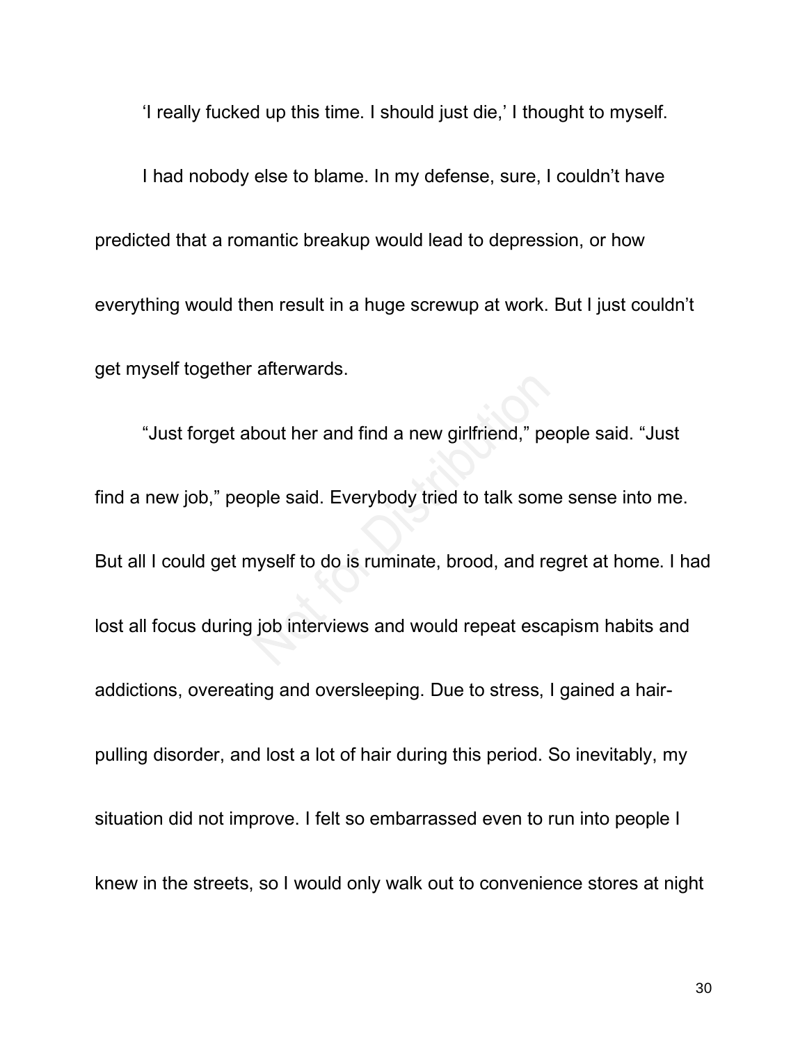'I really fucked up this time. I should just die,' I thought to myself.

I had nobody else to blame. In my defense, sure, I couldn't have predicted that a romantic breakup would lead to depression, or how everything would then result in a huge screwup at work. But I just couldn't get myself together afterwards.

"Just forget about her and find a new girlfriend," people said. "Just find a new job," people said. Everybody tried to talk some sense into me. But all I could get myself to do is ruminate, brood, and regret at home. I had lost all focus during job interviews and would repeat escapism habits and addictions, overeating and oversleeping. Due to stress, I gained a hair-pulling disorder, and lost a lot of hair during this period. So inevitably, my situation did not improve. I felt so embarrassed even to run into people I knew in the streets, so I would only walk out to convenience stores at night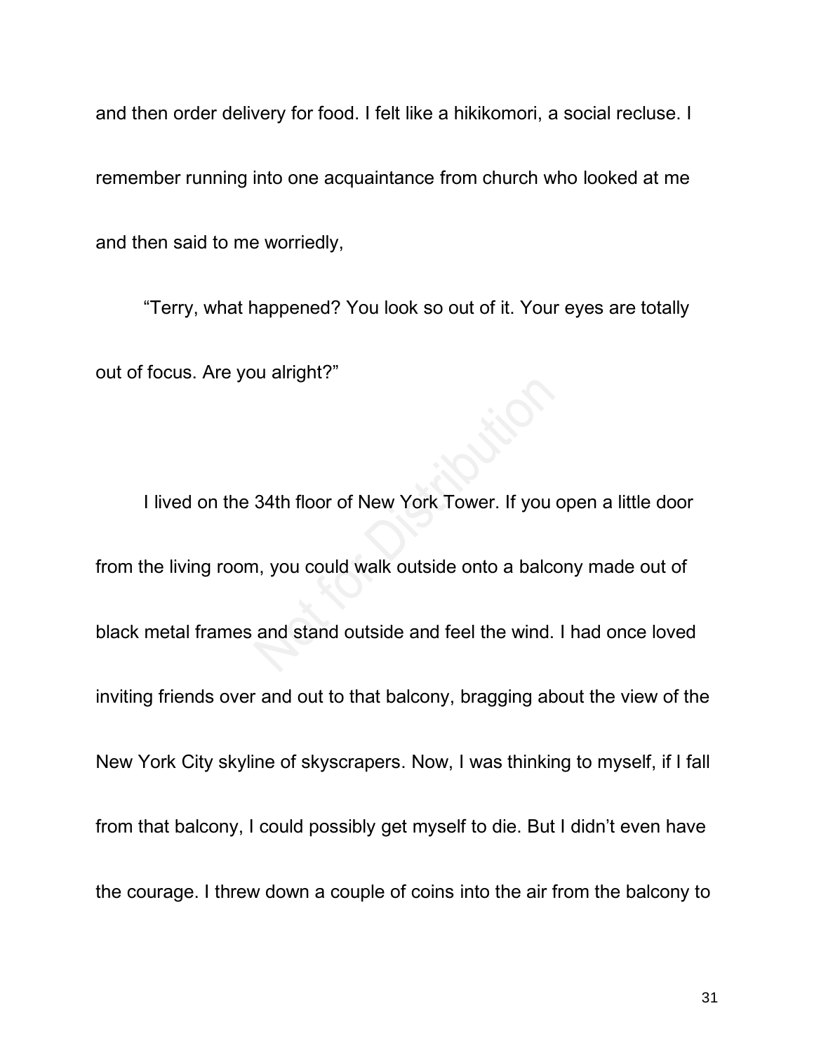and then order delivery for food. I felt like a hikikomori, a social recluse. I remember running into one acquaintance from church who looked at me and then said to me worriedly,

"Terry, what happened? You look so out of it. Your eyes are totally out of focus. Are you alright?"

I lived on the 34th floor of New York Tower. If you open a little door from the living room, you could walk outside onto a balcony made out of black metal frames and stand outside and feel the wind. I had once loved inviting friends over and out to that balcony, bragging about the view of the New York City skyline of skyscrapers. Now, I was thinking to myself, if I fall from that balcony, I could possibly get myself to die. But I didn't even have the courage. I threw down a couple of coins into the air from the balcony to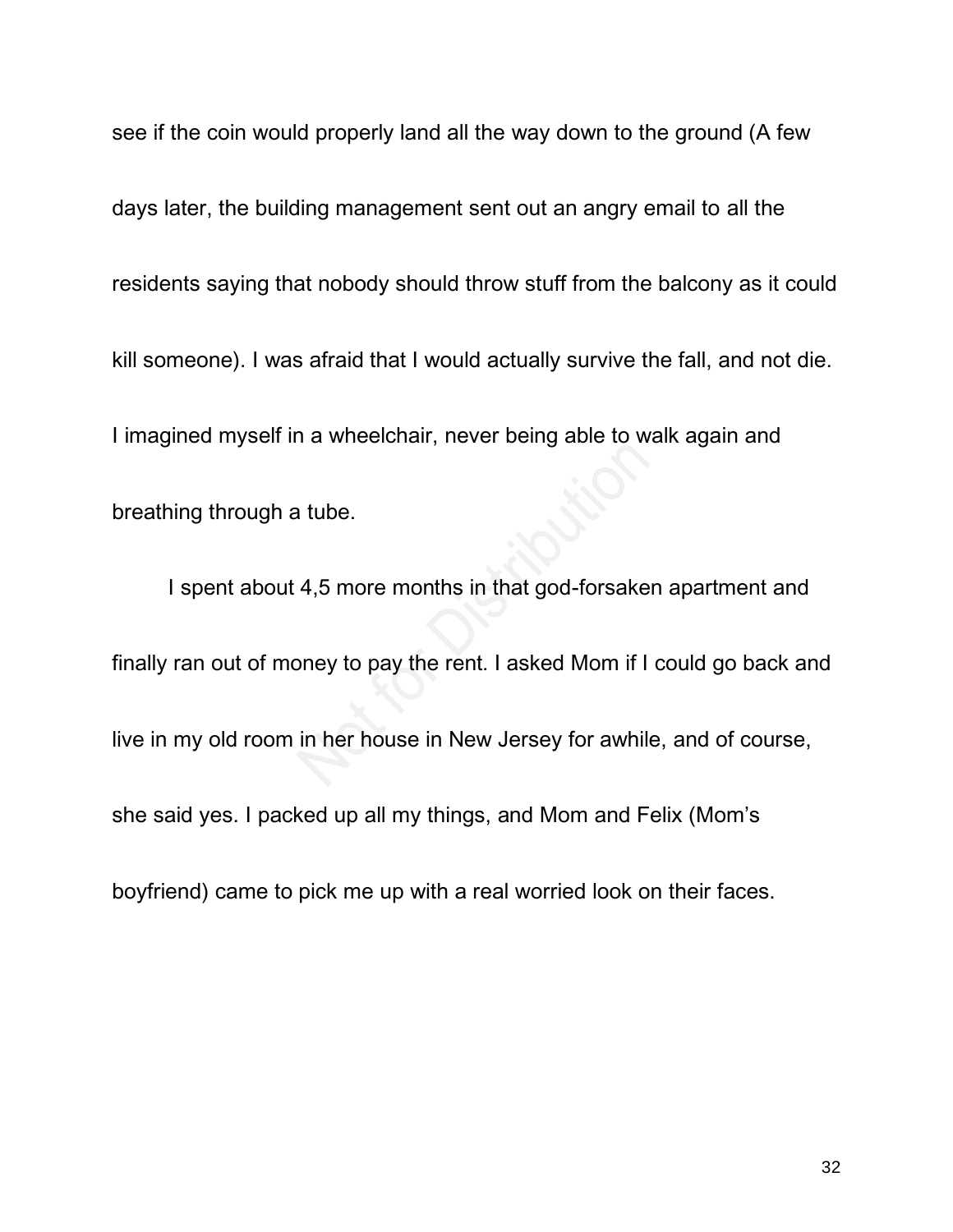see if the coin would properly land all the way down to the ground (A few days later, the building management sent out an angry email to all the residents saying that nobody should throw stuff from the balcony as it could kill someone). I was afraid that I would actually survive the fall, and not die. I imagined myself in a wheelchair, never being able to walk again and breathing through a tube.

I spent about 4,5 more months in that god-forsaken apartment and finally ran out of money to pay the rent. I asked Mom if I could go back and live in my old room in her house in New Jersey for awhile, and of course, she said yes. I packed up all my things, and Mom and Felix (Mom's boyfriend) came to pick me up with a real worried look on their faces.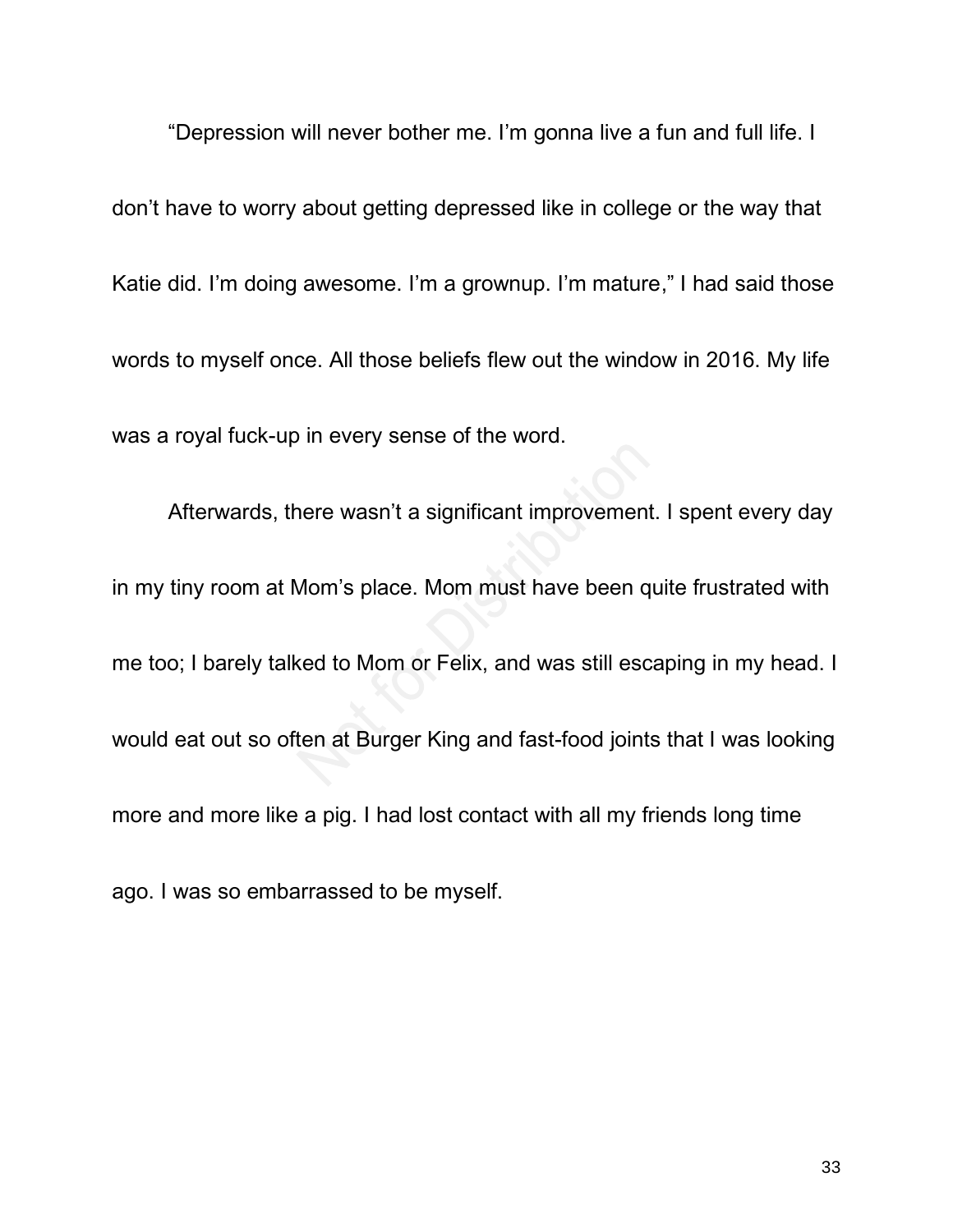"Depression will never bother me. I'm gonna live a fun and full life. I don't have to worry about getting depressed like in college or the way that Katie did. I'm doing awesome. I'm a grownup. I'm mature," I had said those words to myself once. All those beliefs flew out the window in 2016. My life was a royal fuck-up in every sense of the word.

Afterwards, there wasn't a significant improvement. I spent every day in my tiny room at Mom's place. Mom must have been quite frustrated with me too; I barely talked to Mom or Felix, and was still escaping in my head. I would eat out so often at Burger King and fast-food joints that I was looking more and more like a pig. I had lost contact with all my friends long time ago. I was so embarrassed to be myself.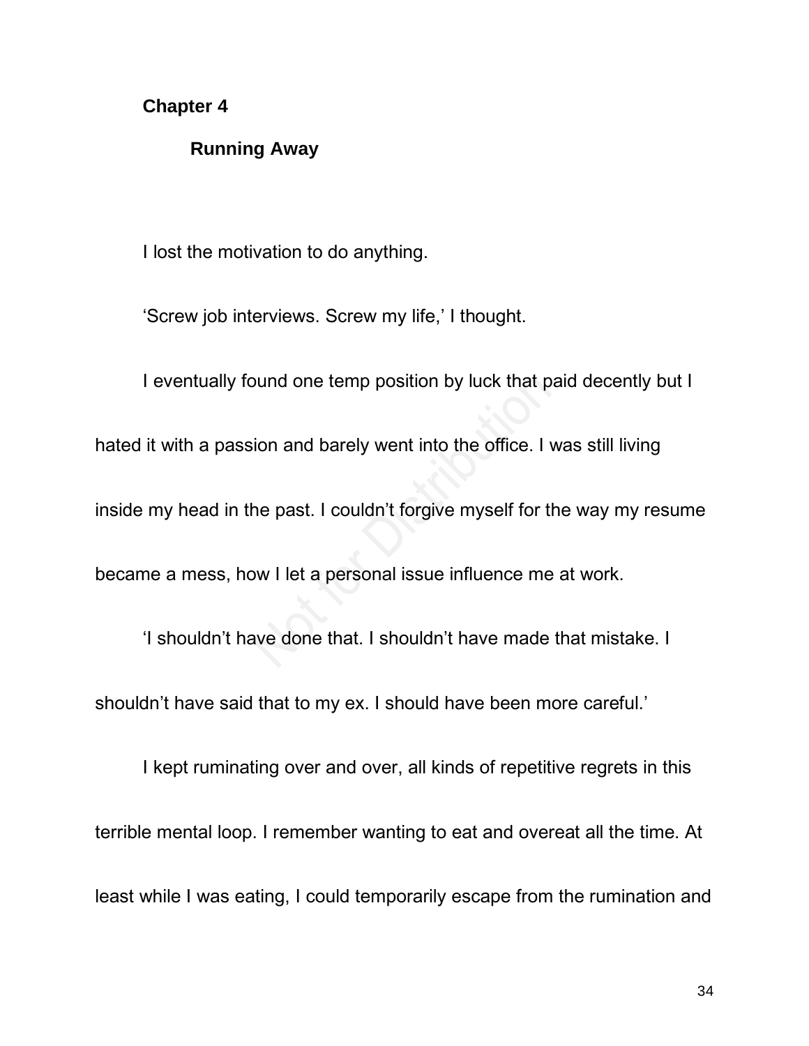# Chapter 4

## Running Away

I lost the motivation to do anything.

'Screw job interviews. Screw my life,' I thought.

I eventually found one temp position by luck that paid decently but I hated it with a passion and barely went into the office. I was still living inside my head in the past. I couldn't forgive myself for the way my resume became a mess, how I let a personal issue influence me at work.

'I shouldn't have done that. I shouldn't have made that mistake. I shouldn't have said that to my ex. I should have been more careful.'

I kept ruminating over and over, all kinds of repetitive regrets in this terrible mental loop. I remember wanting to eat and overeat all the time. At least while I was eating, I could temporarily escape from the rumination and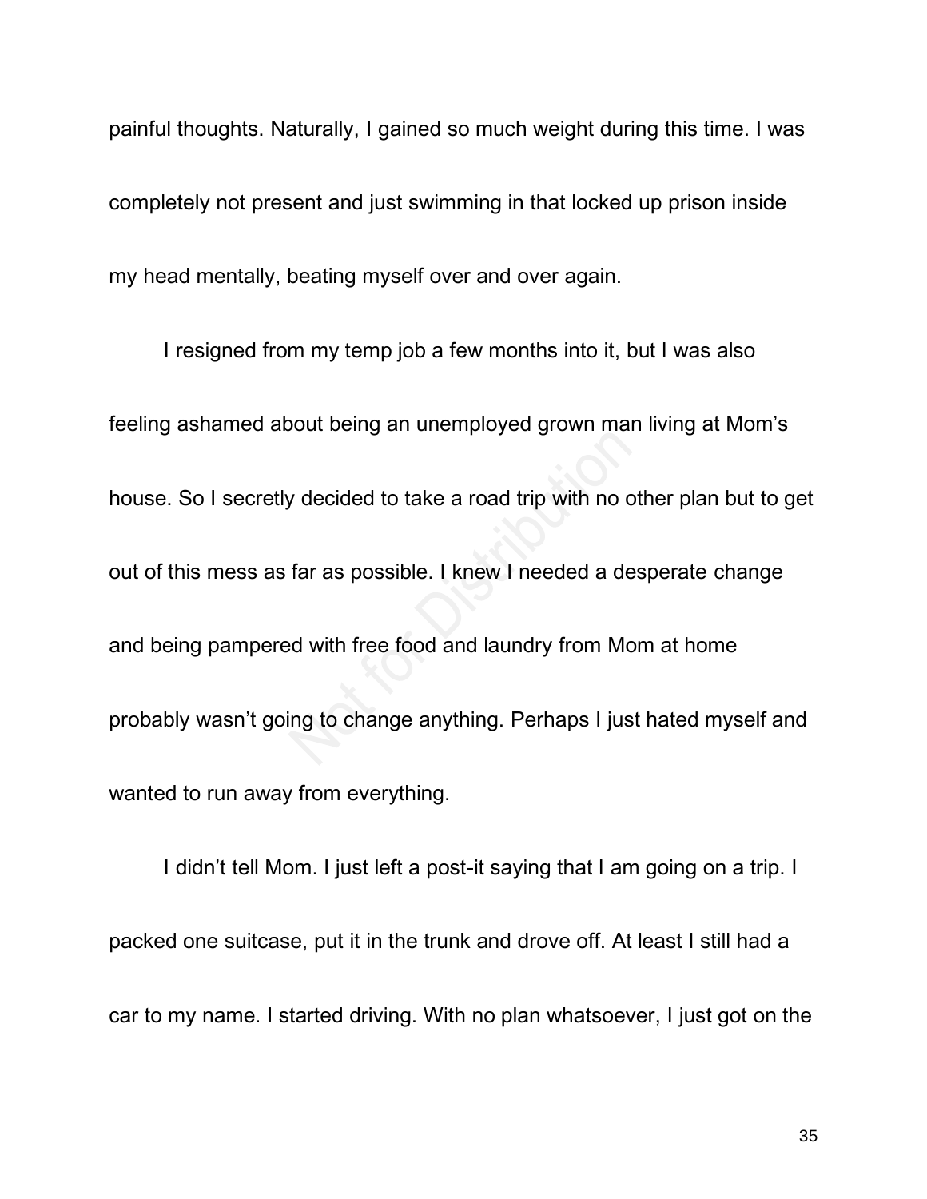painful thoughts. Naturally, I gained so much weight during this time. I was completely not present and just swimming in that locked up prison inside my head mentally, beating myself over and over again.

I resigned from my temp job a few months into it, but I was also feeling ashamed about being an unemployed grown man living at Mom's house. So I secretly decided to take a road trip with no other plan but to get out of this mess as far as possible. I knew I needed a desperate change and being pampered with free food and laundry from Mom at home probably wasn't going to change anything. Perhaps I just hated myself and wanted to run away from everything.

I didn't tell Mom. I just left a post-it saying that I am going on a trip. I packed one suitcase, put it in the trunk and drove off. At least I still had a car to my name. I started driving. With no plan whatsoever, I just got on the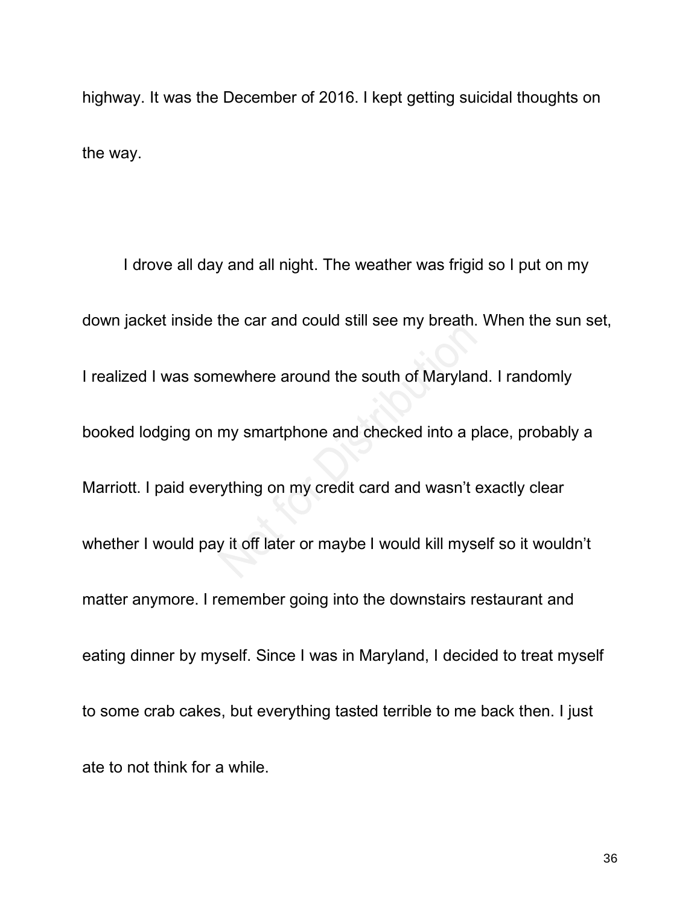highway. It was the December of 2016. I kept getting suicidal thoughts on the way.

I drove all day and all night. The weather was frigid so I put on my down jacket inside the car and could still see my breath. When the sun set, I realized I was somewhere around the south of Maryland. I randomly booked lodging on my smartphone and checked into a place, probably a Marriott. I paid everything on my credit card and wasn't exactly clear whether I would pay it off later or maybe I would kill myself so it wouldn't matter anymore. I remember going into the downstairs restaurant and eating dinner by myself. Since I was in Maryland, I decided to treat myself to some crab cakes, but everything tasted terrible to me back then. I just ate to not think for a while.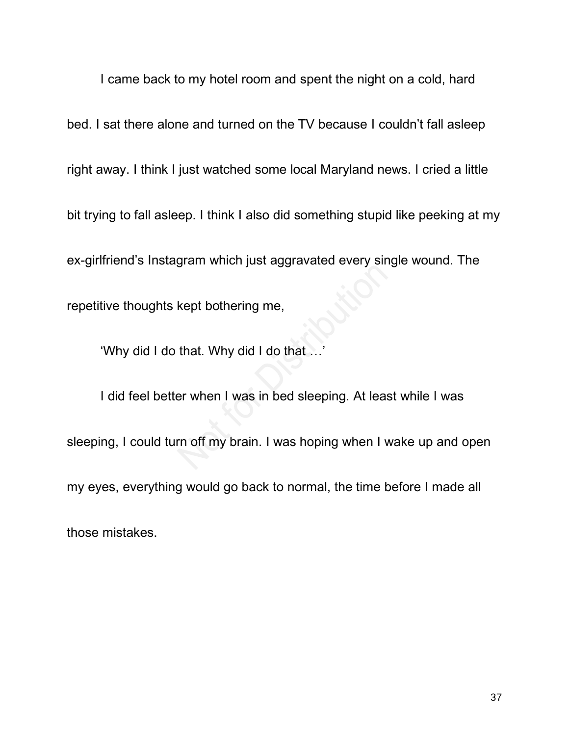I came back to my hotel room and spent the night on a cold, hard bed. I sat there alone and turned on the TV because I couldn't fall asleep right away. I think I just watched some local Maryland news. I cried a little bit trying to fall asleep. I think I also did something stupid like peeking at my ex-girlfriend's Instagram which just aggravated every single wound. The repetitive thoughts kept bothering me,

'Why did I do that. Why did I do that …'

I did feel better when I was in bed sleeping. At least while I was sleeping, I could turn off my brain. I was hoping when I wake up and open my eyes, everything would go back to normal, the time before I made all those mistakes.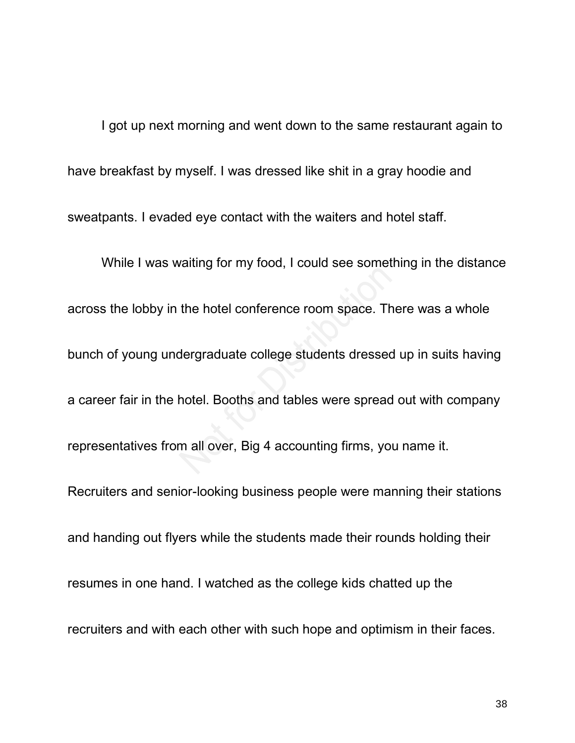I got up next morning and went down to the same restaurant again to have breakfast by myself. I was dressed like shit in a gray hoodie and sweatpants. I evaded eye contact with the waiters and hotel staff.

While I was waiting for my food, I could see something in the distance across the lobby in the hotel conference room space. There was a whole bunch of young undergraduate college students dressed up in suits having a career fair in the hotel. Booths and tables were spread out with company representatives from all over, Big 4 accounting firms, you name it. Recruiters and senior-looking business people were manning their stations and handing out flyers while the students made their rounds holding their resumes in one hand. I watched as the college kids chatted up the recruiters and with each other with such hope and optimism in their faces.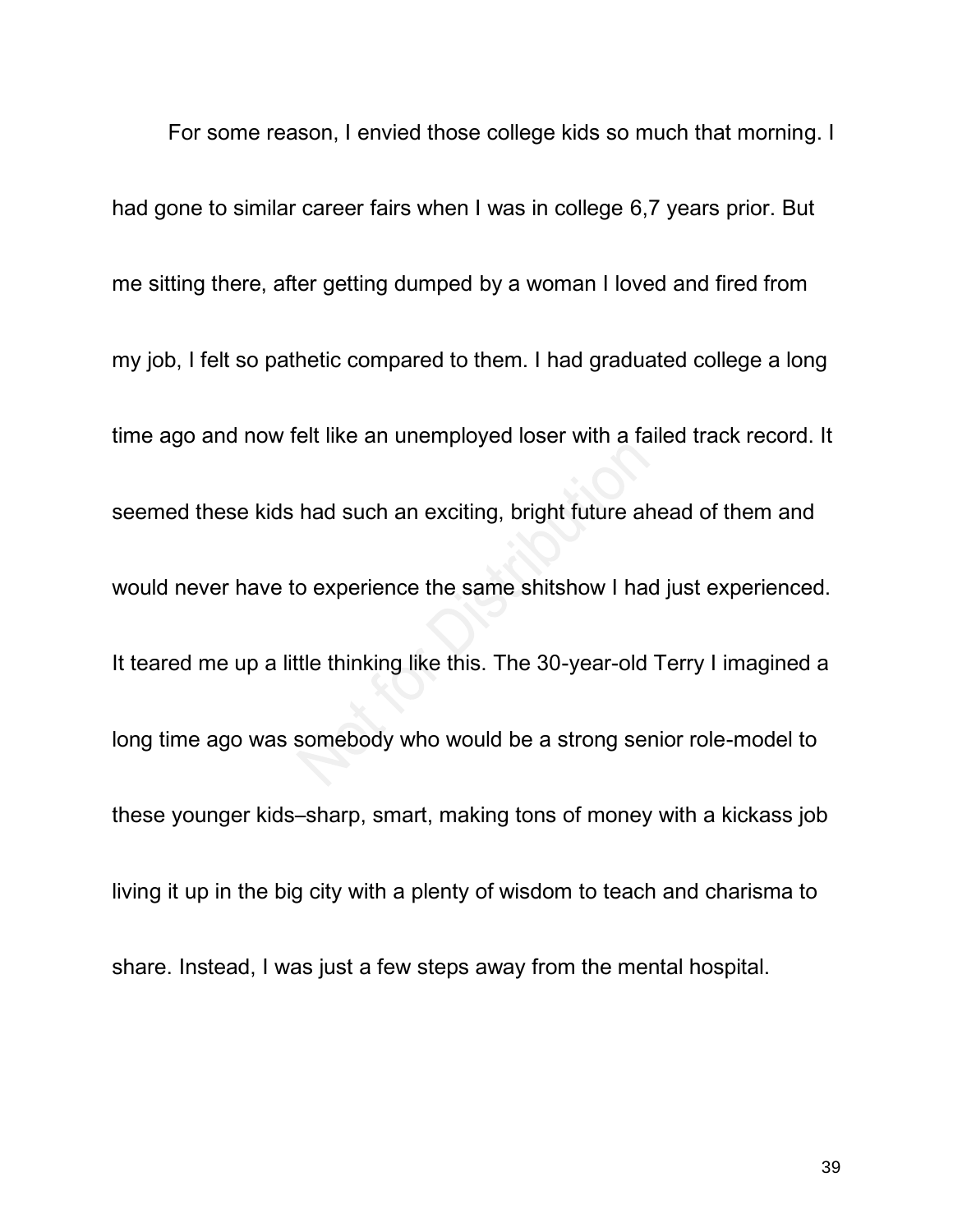For some reason, I envied those college kids so much that morning. I had gone to similar career fairs when I was in college 6,7 years prior. But me sitting there, after getting dumped by a woman I loved and fired from my job, I felt so pathetic compared to them. I had graduated college a long time ago and now felt like an unemployed loser with a failed track record. It seemed these kids had such an exciting, bright future ahead of them and would never have to experience the same shitshow I had just experienced. It teared me up a little thinking like this. The 30-year-old Terry I imagined a long time ago was somebody who would be a strong senior role-model to these younger kids–sharp, smart, making tons of money with a kickass job living it up in the big city with a plenty of wisdom to teach and charisma to share. Instead, I was just a few steps away from the mental hospital.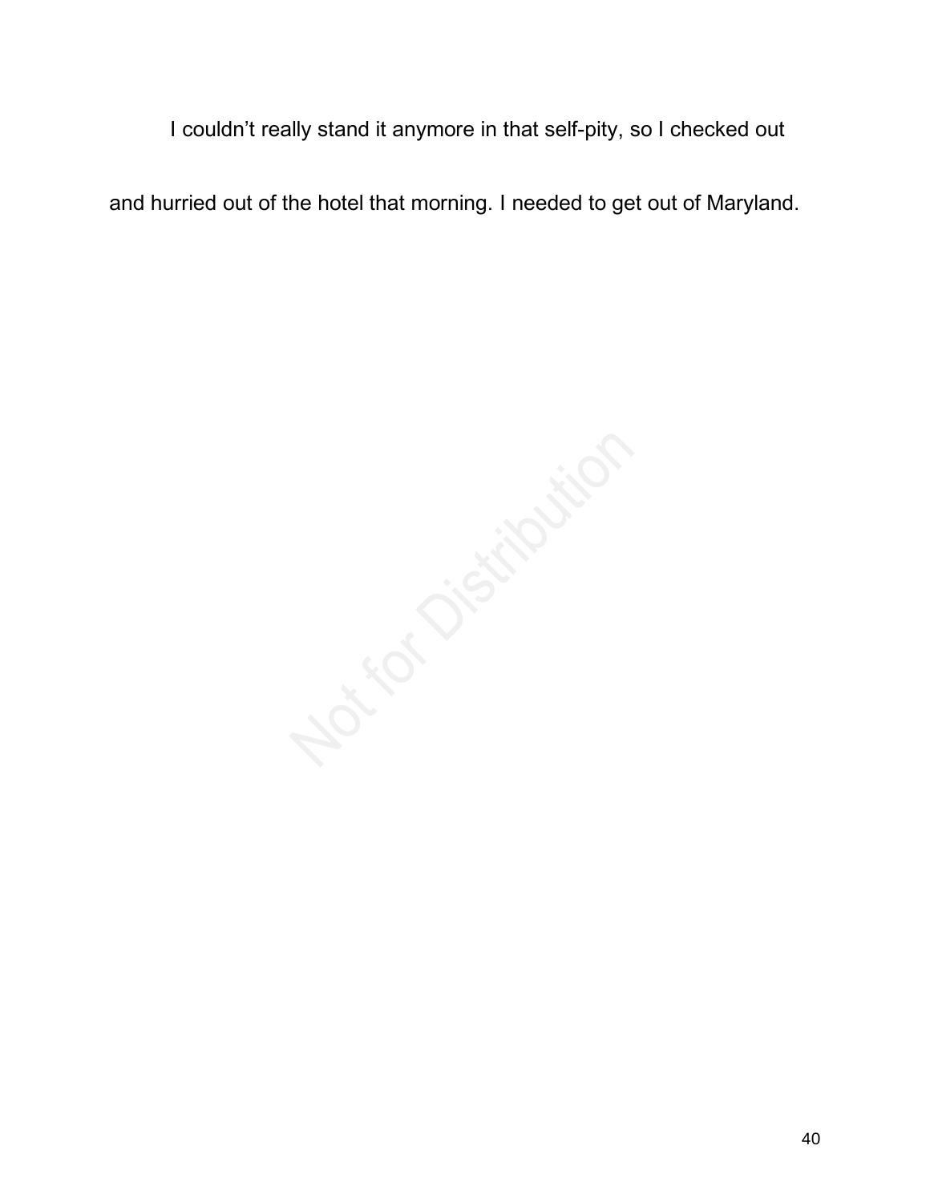I couldn't really stand it anymore in that self-pity, so I checked out and hurried out of the hotel that morning. I needed to get out of Maryland.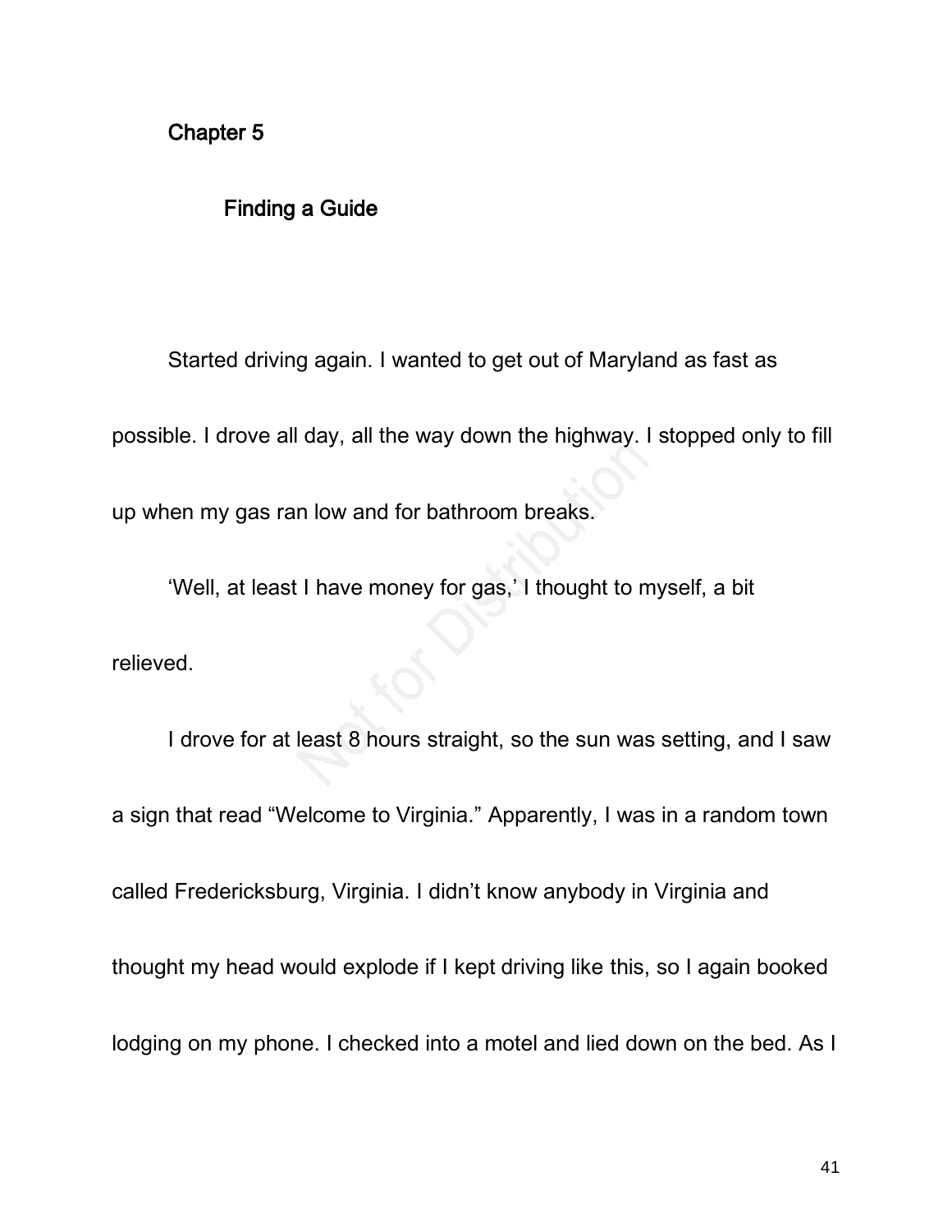# Chapter 5

## Finding a Guide

Started driving again. I wanted to get out of Maryland as fast as possible. I drove all day, all the way down the highway. I stopped only to fill up when my gas ran low and for bathroom breaks.

'Well, at least I have money for gas,' I thought to myself, a bit relieved.

I drove for at least 8 hours straight, so the sun was setting, and I saw a sign that read "Welcome to Virginia." Apparently, I was in a random town called Fredericksburg, Virginia. I didn't know anybody in Virginia and thought my head would explode if I kept driving like this, so I again booked lodging on my phone. I checked into a motel and lied down on the bed. As I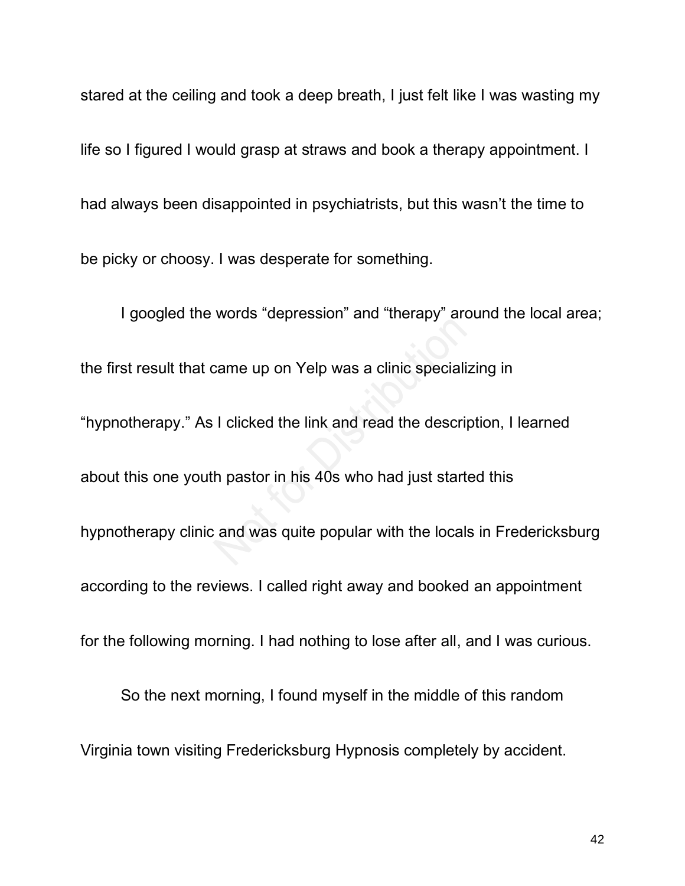stared at the ceiling and took a deep breath, I just felt like I was wasting my life so I figured I would grasp at straws and book a therapy appointment. I had always been disappointed in psychiatrists, but this wasn't the time to be picky or choosy. I was desperate for something.

I googled the words "depression" and "therapy" around the local area; the first result that came up on Yelp was a clinic specializing in "hypnotherapy." As I clicked the link and read the description, I learned about this one youth pastor in his 40s who had just started this hypnotherapy clinic and was quite popular with the locals in Fredericksburg according to the reviews. I called right away and booked an appointment for the following morning. I had nothing to lose after all, and I was curious.

So the next morning, I found myself in the middle of this random Virginia town visiting Fredericksburg Hypnosis completely by accident.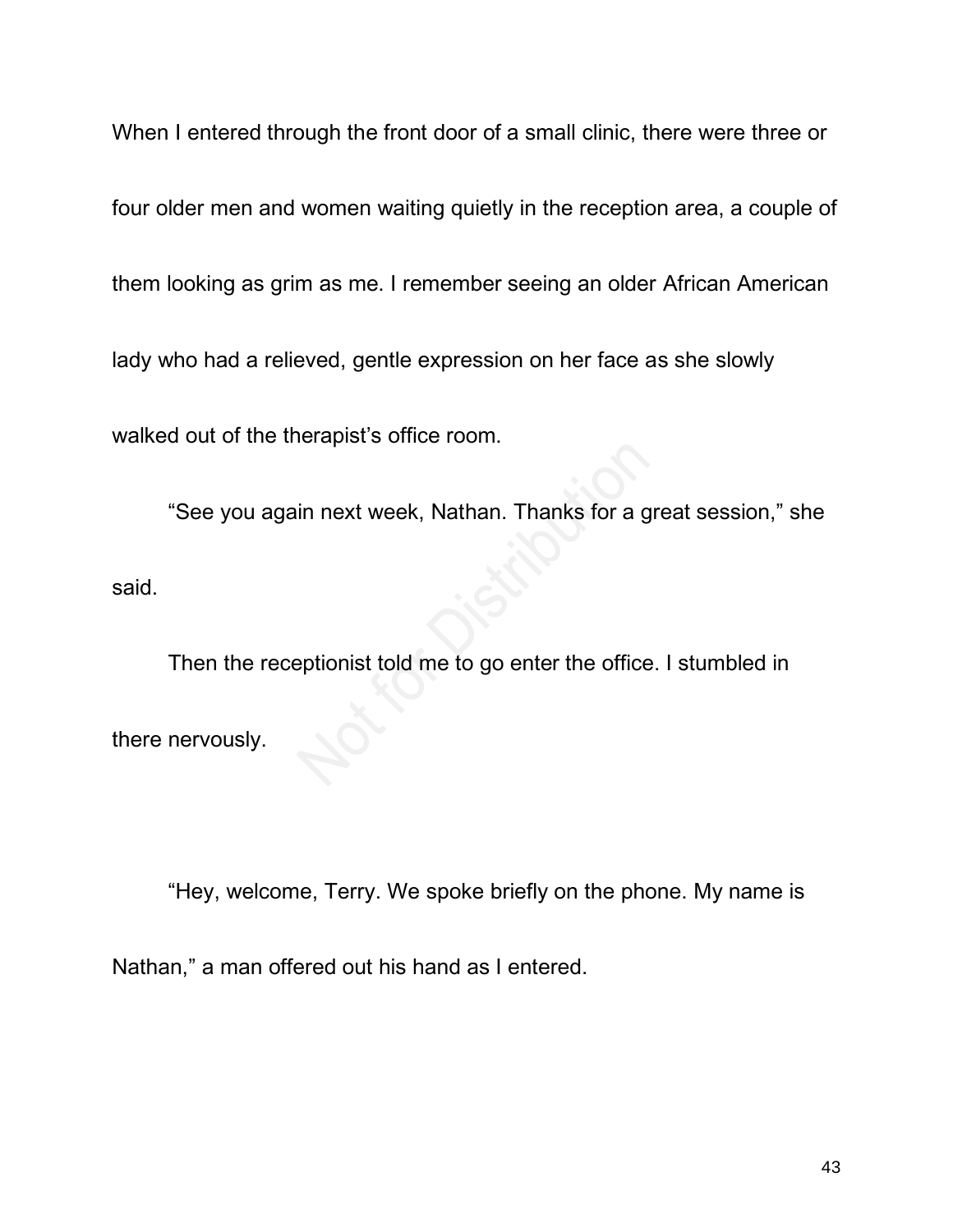When I entered through the front door of a small clinic, there were three or four older men and women waiting quietly in the reception area, a couple of them looking as grim as me. I remember seeing an older African American lady who had a relieved, gentle expression on her face as she slowly walked out of the therapist's office room.

"See you again next week, Nathan. Thanks for a great session," she said.

Then the receptionist told me to go enter the office. I stumbled in there nervously.

"Hey, welcome, Terry. We spoke briefly on the phone. My name is Nathan," a man offered out his hand as I entered.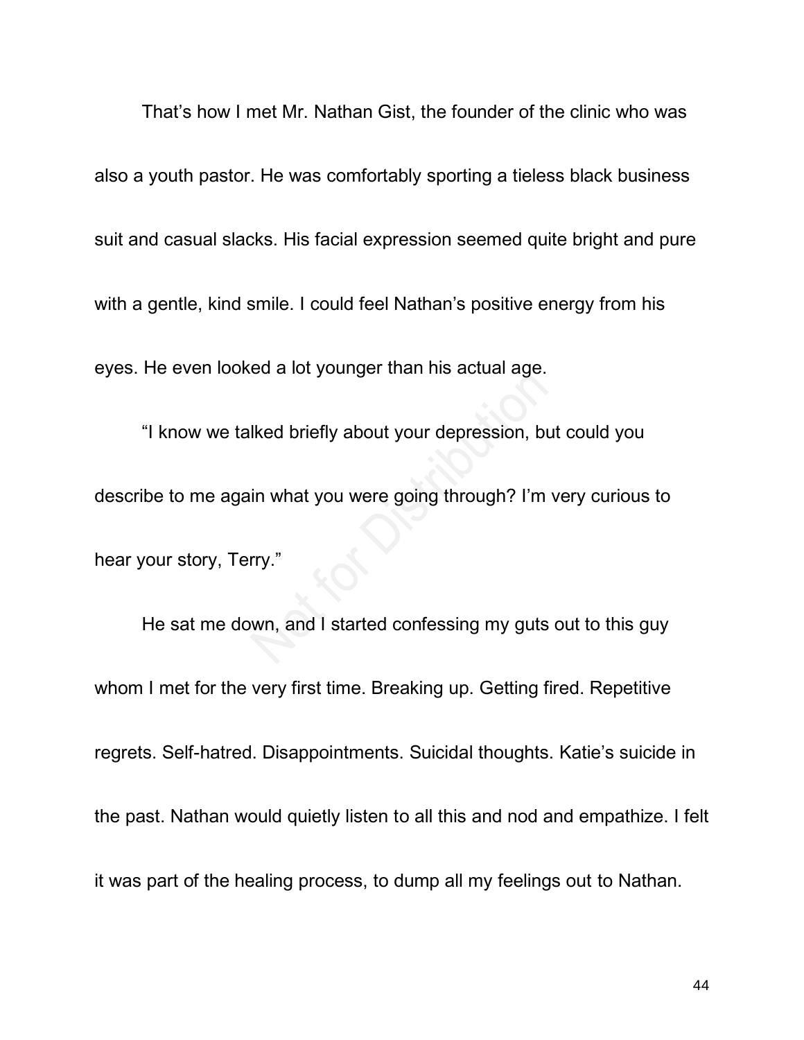That's how I met Mr. Nathan Gist, the founder of the clinic who was also a youth pastor. He was comfortably sporting a tieless black business suit and casual slacks. His facial expression seemed quite bright and pure with a gentle, kind smile. I could feel Nathan's positive energy from his eyes. He even looked a lot younger than his actual age.

"I know we talked briefly about your depression, but could you describe to me again what you were going through? I'm very curious to hear your story, Terry."

He sat me down, and I started confessing my guts out to this guy whom I met for the very first time. Breaking up. Getting fired. Repetitive regrets. Self-hatred. Disappointments. Suicidal thoughts. Katie's suicide in the past. Nathan would quietly listen to all this and nod and empathize. I felt it was part of the healing process, to dump all my feelings out to Nathan.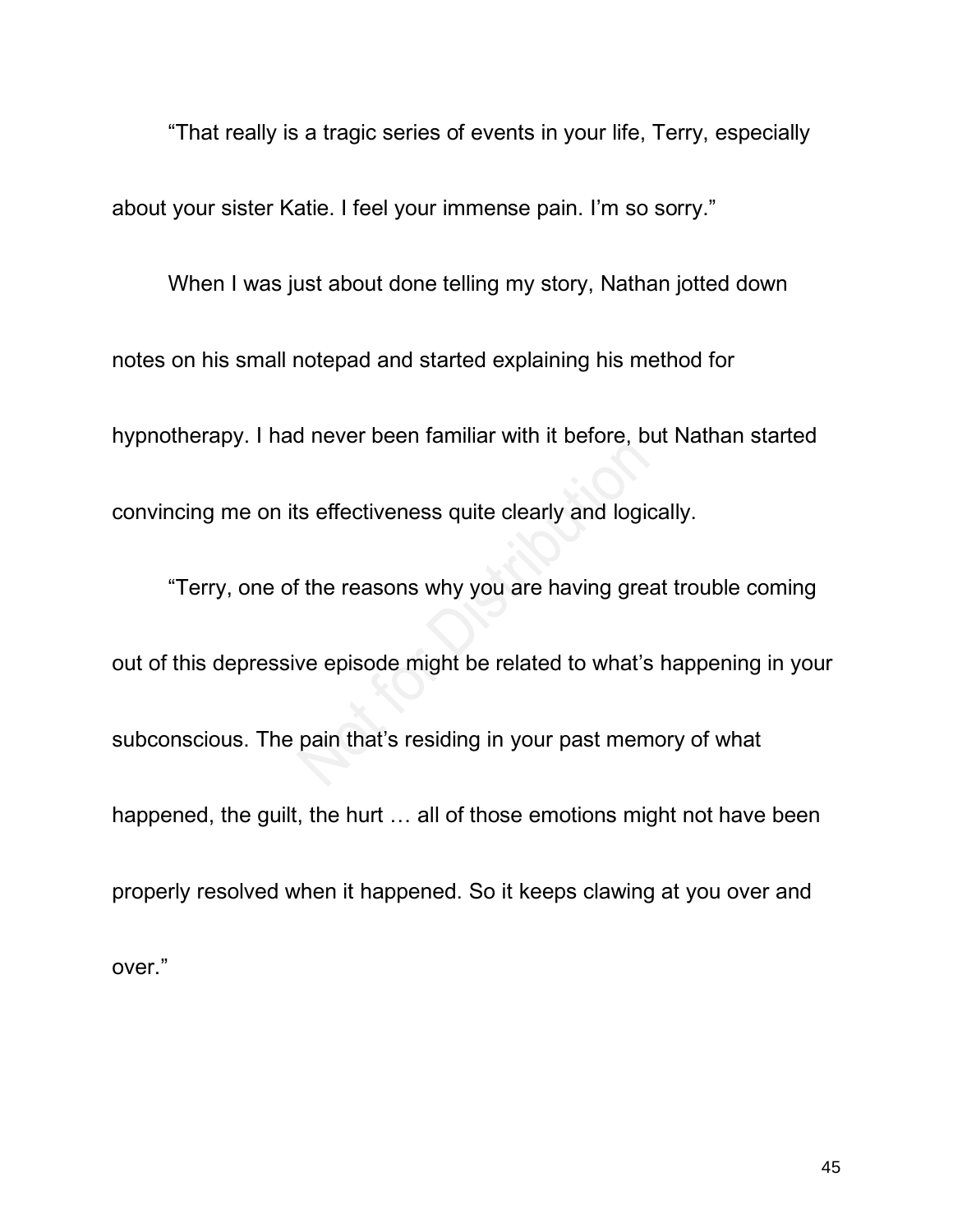"That really is a tragic series of events in your life, Terry, especially about your sister Katie. I feel your immense pain. I'm so sorry."

When I was just about done telling my story, Nathan jotted down notes on his small notepad and started explaining his method for hypnotherapy. I had never been familiar with it before, but Nathan started convincing me on its effectiveness quite clearly and logically.

"Terry, one of the reasons why you are having great trouble coming out of this depressive episode might be related to what's happening in your subconscious. The pain that's residing in your past memory of what happened, the guilt, the hurt … all of those emotions might not have been properly resolved when it happened. So it keeps clawing at you over and over."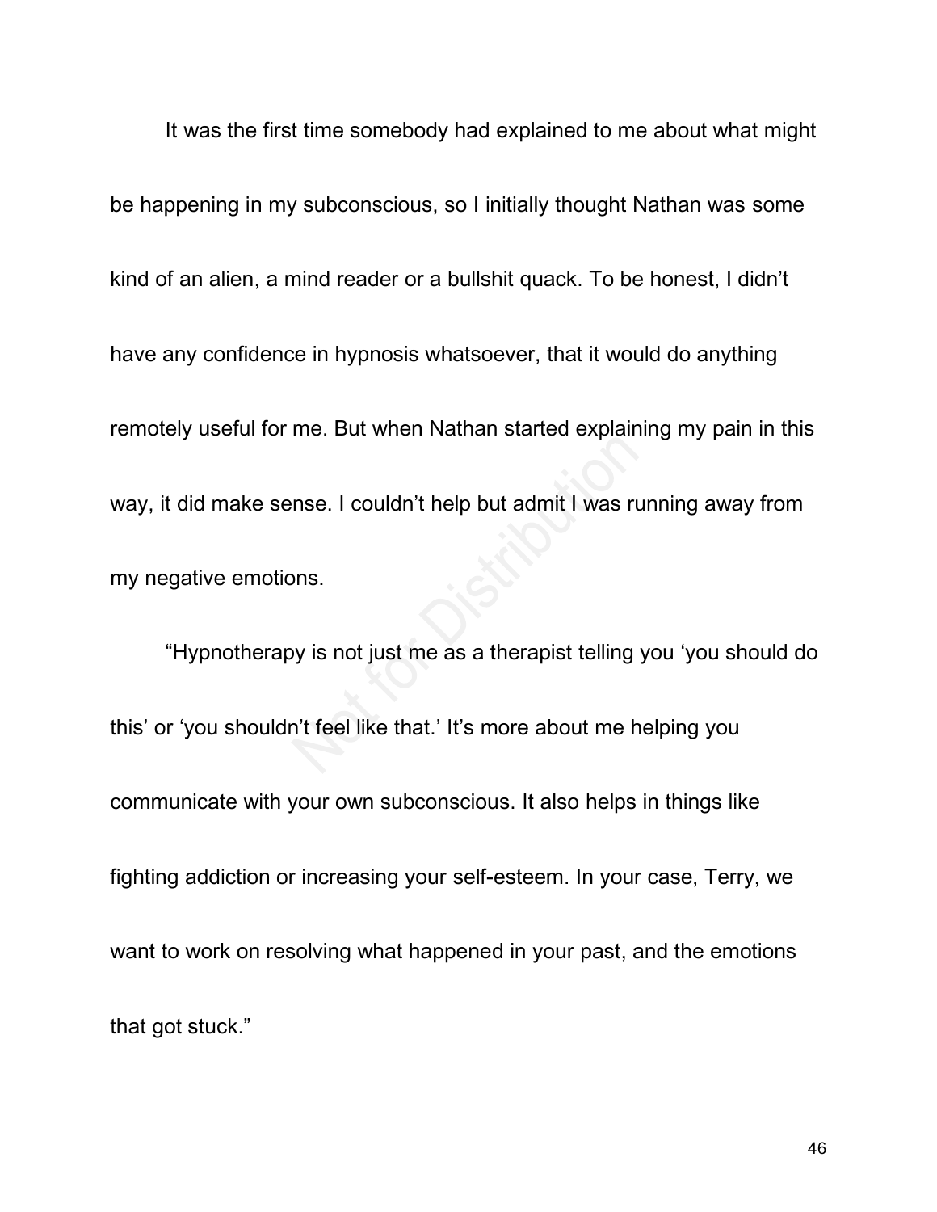It was the first time somebody had explained to me about what might be happening in my subconscious, so I initially thought Nathan was some kind of an alien, a mind reader or a bullshit quack. To be honest, I didn't have any confidence in hypnosis whatsoever, that it would do anything remotely useful for me. But when Nathan started explaining my pain in this way, it did make sense. I couldn't help but admit I was running away from my negative emotions.

"Hypnotherapy is not just me as a therapist telling you 'you should do this' or 'you shouldn't feel like that.' It's more about me helping you communicate with your own subconscious. It also helps in things like fighting addiction or increasing your self-esteem. In your case, Terry, we want to work on resolving what happened in your past, and the emotions that got stuck."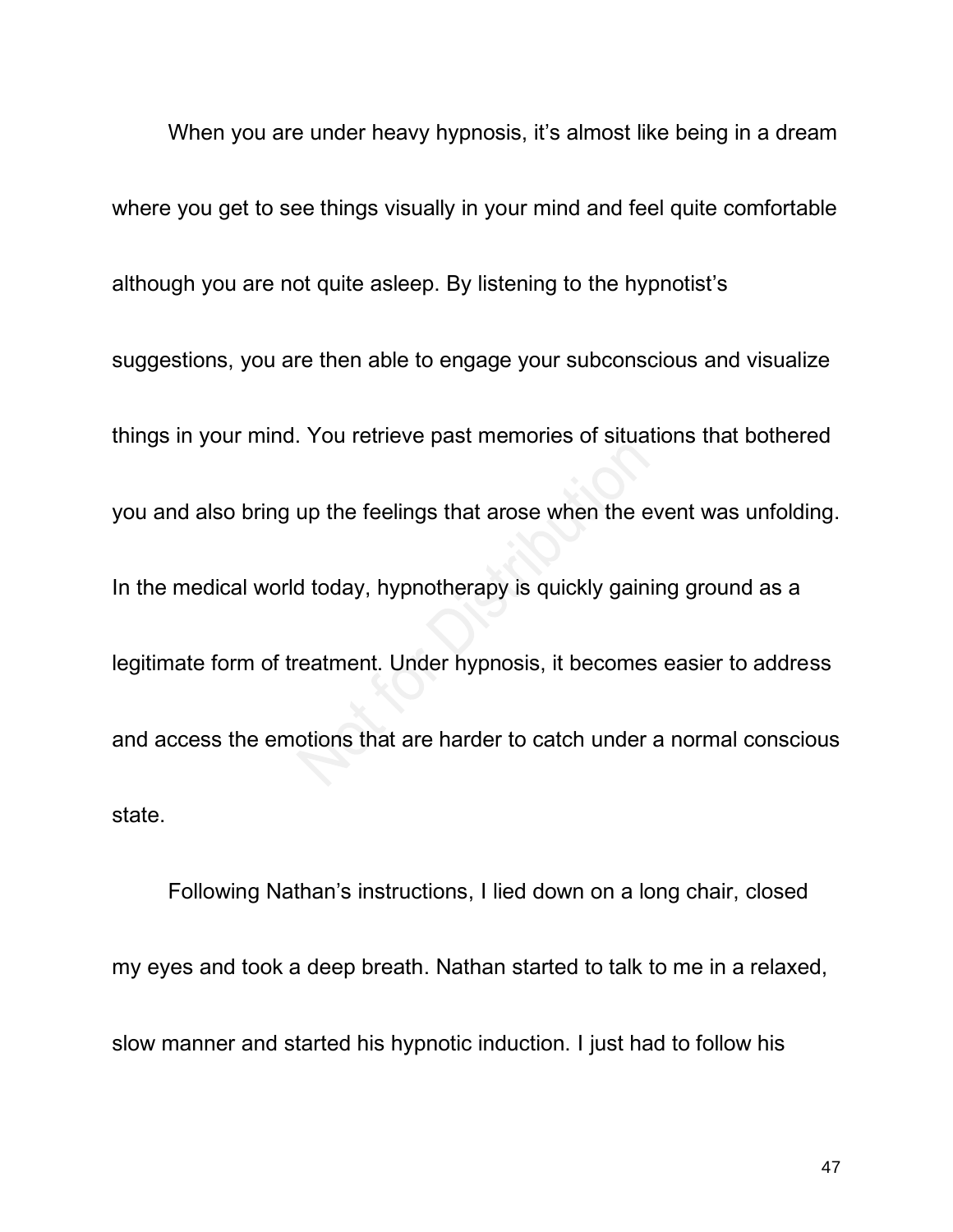When you are under heavy hypnosis, it's almost like being in a dream where you get to see things visually in your mind and feel quite comfortable although you are not quite asleep. By listening to the hypnotist's suggestions, you are then able to engage your subconscious and visualize things in your mind. You retrieve past memories of situations that bothered you and also bring up the feelings that arose when the event was unfolding. In the medical world today, hypnotherapy is quickly gaining ground as a legitimate form of treatment. Under hypnosis, it becomes easier to address and access the emotions that are harder to catch under a normal conscious state.

Following Nathan's instructions, I lied down on a long chair, closed my eyes and took a deep breath. Nathan started to talk to me in a relaxed, slow manner and started his hypnotic induction. I just had to follow his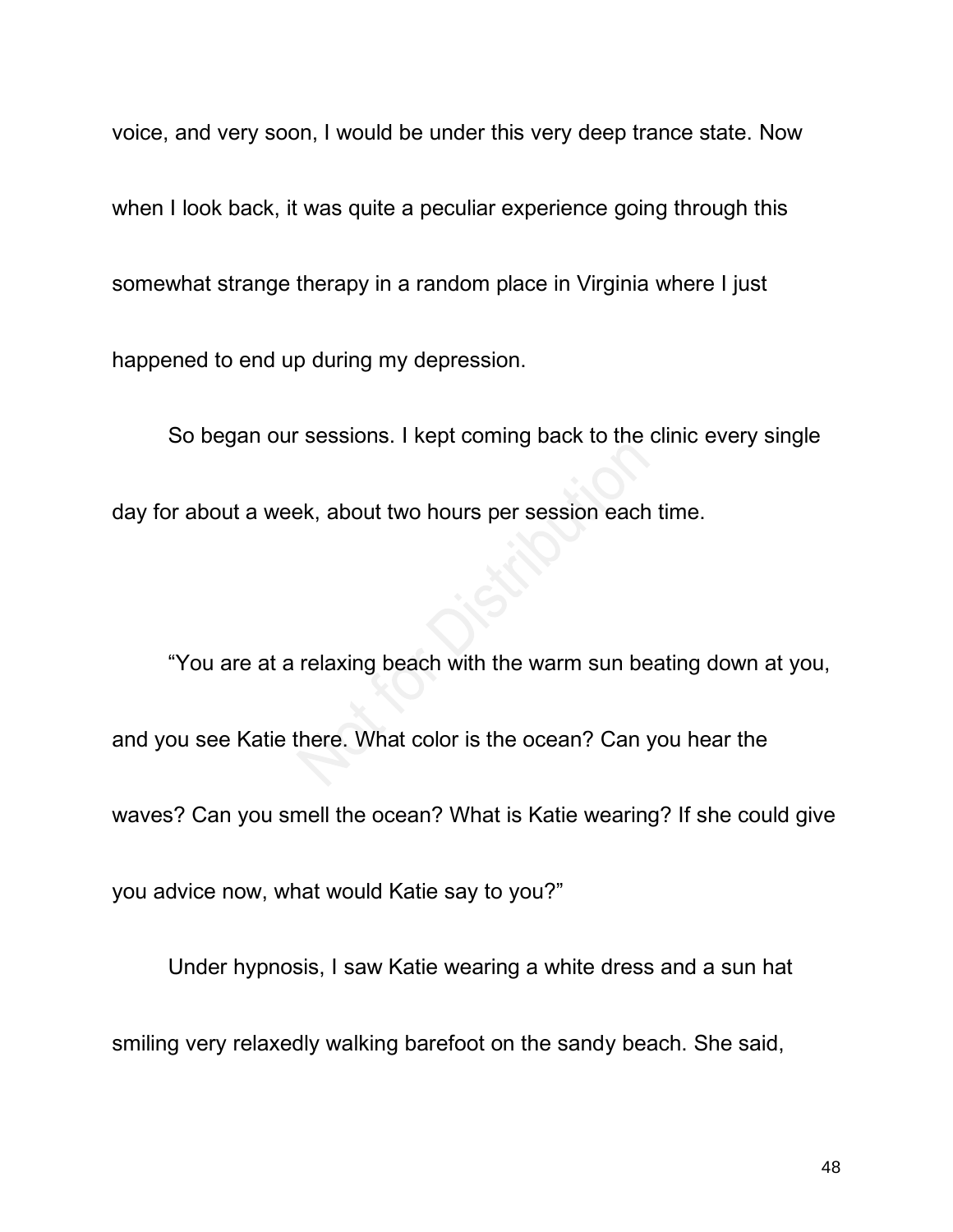voice, and very soon, I would be under this very deep trance state. Now when I look back, it was quite a peculiar experience going through this somewhat strange therapy in a random place in Virginia where I just happened to end up during my depression.

So began our sessions. I kept coming back to the clinic every single day for about a week, about two hours per session each time.

"You are at a relaxing beach with the warm sun beating down at you, and you see Katie there. What color is the ocean? Can you hear the waves? Can you smell the ocean? What is Katie wearing? If she could give you advice now, what would Katie say to you?"

Under hypnosis, I saw Katie wearing a white dress and a sun hat smiling very relaxedly walking barefoot on the sandy beach. She said,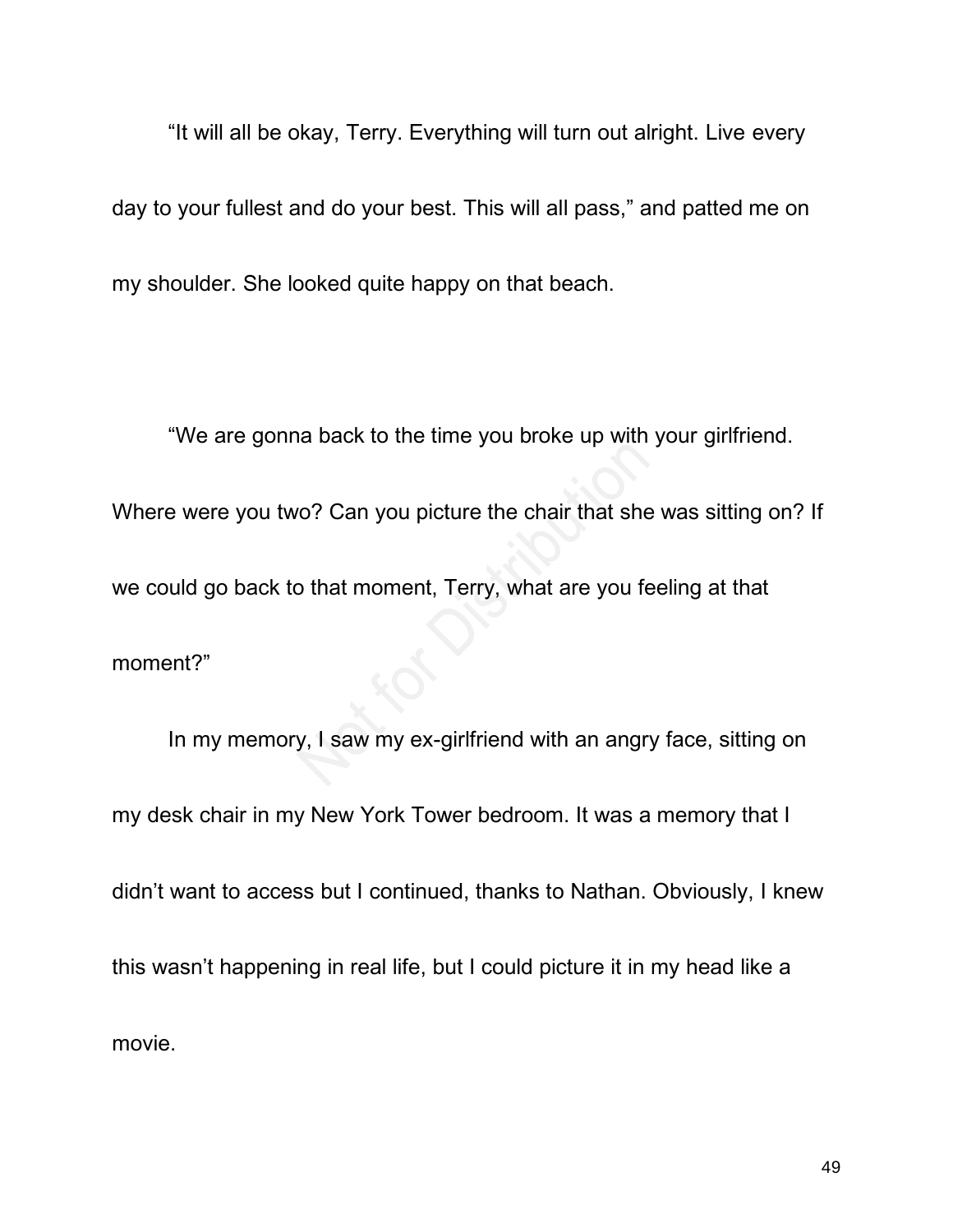"It will all be okay, Terry. Everything will turn out alright. Live every day to your fullest and do your best. This will all pass," and patted me on my shoulder. She looked quite happy on that beach.

"We are gonna back to the time you broke up with your girlfriend. Where were you two? Can you picture the chair that she was sitting on? If we could go back to that moment, Terry, what are you feeling at that moment?"

In my memory, I saw my ex-girlfriend with an angry face, sitting on my desk chair in my New York Tower bedroom. It was a memory that I didn't want to access but I continued, thanks to Nathan. Obviously, I knew this wasn't happening in real life, but I could picture it in my head like a movie.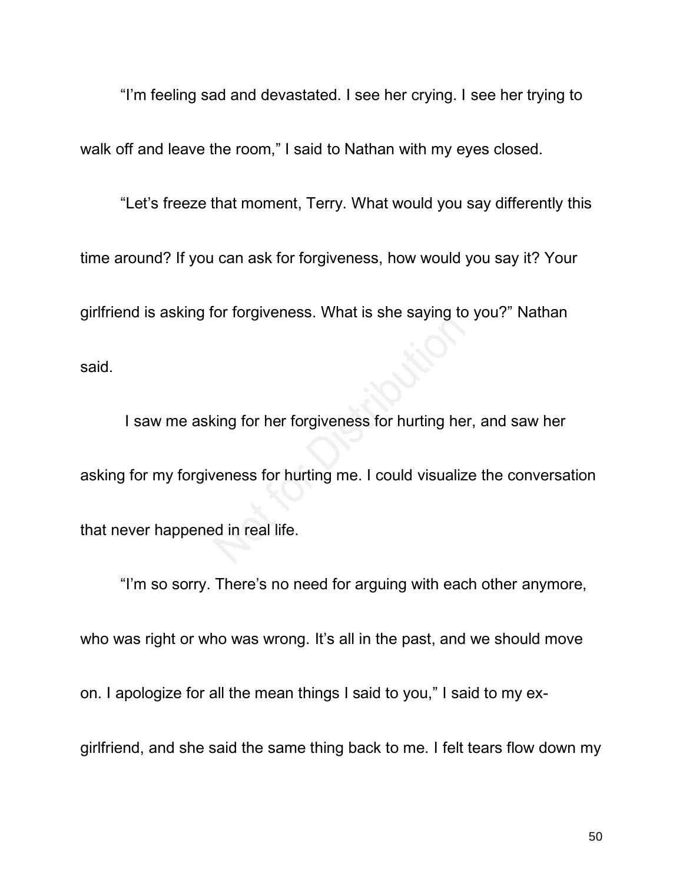"I'm feeling sad and devastated. I see her crying. I see her trying to walk off and leave the room," I said to Nathan with my eyes closed.

"Let's freeze that moment, Terry. What would you say differently this time around? If you can ask for forgiveness, how would you say it? Your girlfriend is asking for forgiveness. What is she saying to you?" Nathan said.

I saw me asking for her forgiveness for hurting her, and saw her asking for my forgiveness for hurting me. I could visualize the conversation that never happened in real life.

"I'm so sorry. There's no need for arguing with each other anymore, who was right or who was wrong. It's all in the past, and we should move on. I apologize for all the mean things I said to you," I said to my ex-girlfriend, and she said the same thing back to me. I felt tears flow down my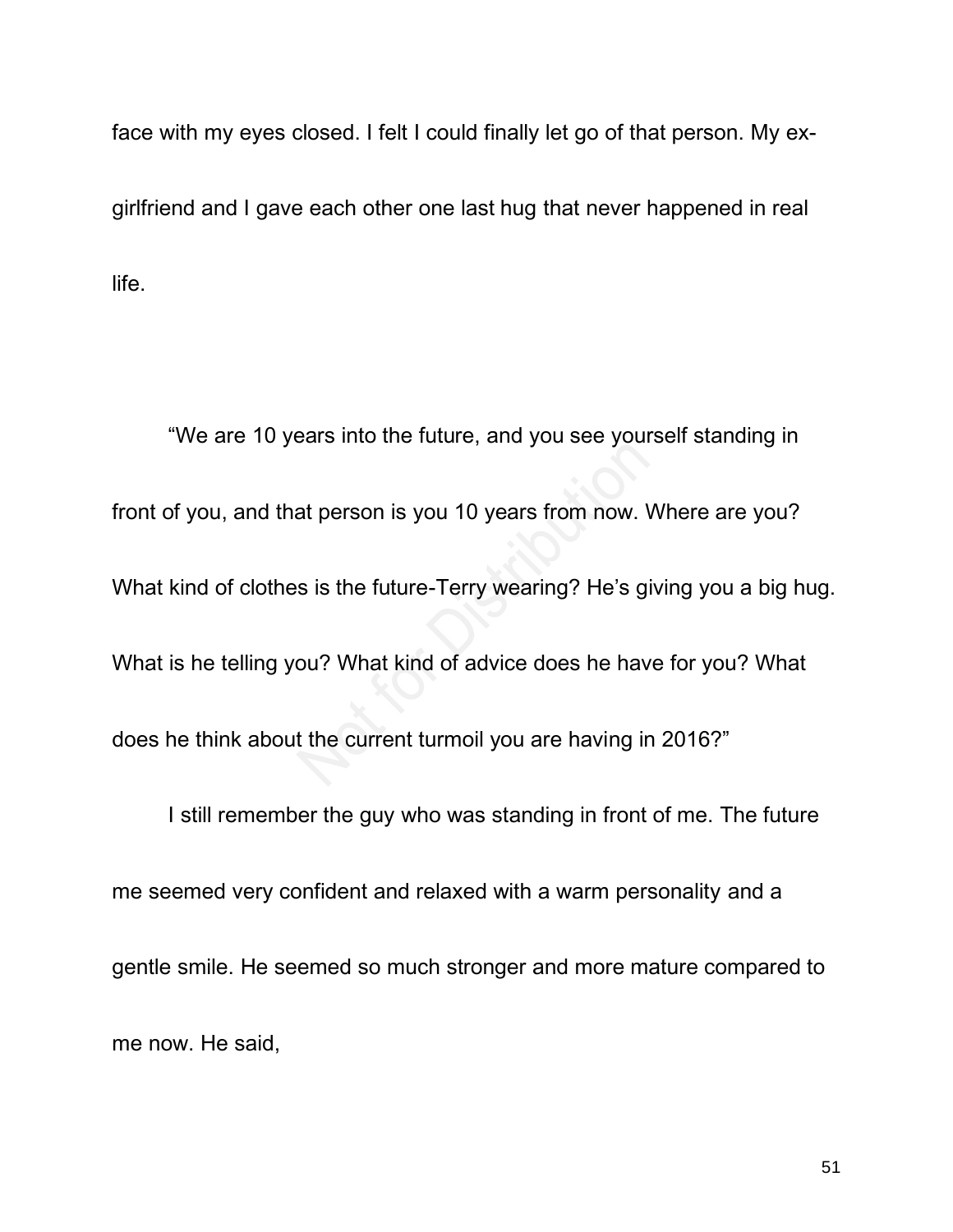face with my eyes closed. I felt I could finally let go of that person. My ex-girlfriend and I gave each other one last hug that never happened in real life.

"We are 10 years into the future, and you see yourself standing in front of you, and that person is you 10 years from now. Where are you? What kind of clothes is the future-Terry wearing? He's giving you a big hug. What is he telling you? What kind of advice does he have for you? What does he think about the current turmoil you are having in 2016?"

I still remember the guy who was standing in front of me. The future me seemed very confident and relaxed with a warm personality and a gentle smile. He seemed so much stronger and more mature compared to me now. He said,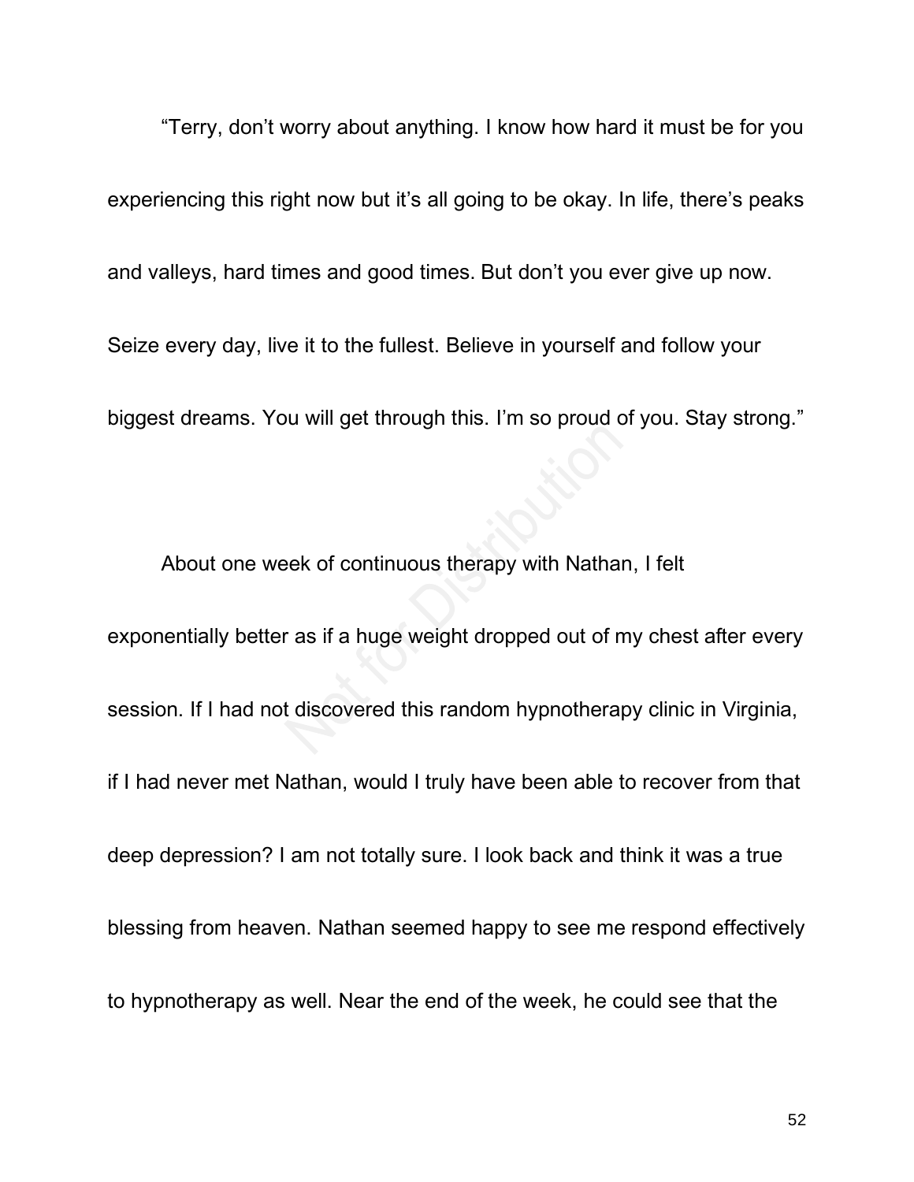"Terry, don't worry about anything. I know how hard it must be for you experiencing this right now but it's all going to be okay. In life, there's peaks and valleys, hard times and good times. But don't you ever give up now. Seize every day, live it to the fullest. Believe in yourself and follow your biggest dreams. You will get through this. I'm so proud of you. Stay strong."

About one week of continuous therapy with Nathan, I felt exponentially better as if a huge weight dropped out of my chest after every session. If I had not discovered this random hypnotherapy clinic in Virginia, if I had never met Nathan, would I truly have been able to recover from that deep depression? I am not totally sure. I look back and think it was a true blessing from heaven. Nathan seemed happy to see me respond effectively to hypnotherapy as well. Near the end of the week, he could see that the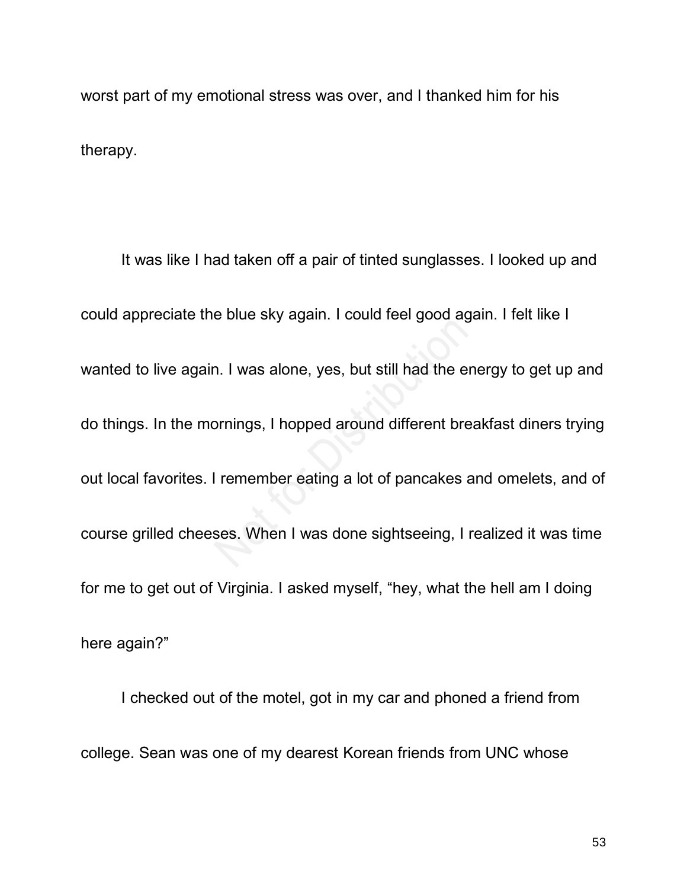worst part of my emotional stress was over, and I thanked him for his therapy.

It was like I had taken off a pair of tinted sunglasses. I looked up and could appreciate the blue sky again. I could feel good again. I felt like I wanted to live again. I was alone, yes, but still had the energy to get up and do things. In the mornings, I hopped around different breakfast diners trying out local favorites. I remember eating a lot of pancakes and omelets, and of course grilled cheeses. When I was done sightseeing, I realized it was time for me to get out of Virginia. I asked myself, "hey, what the hell am I doing here again?"

I checked out of the motel, got in my car and phoned a friend from college. Sean was one of my dearest Korean friends from UNC whose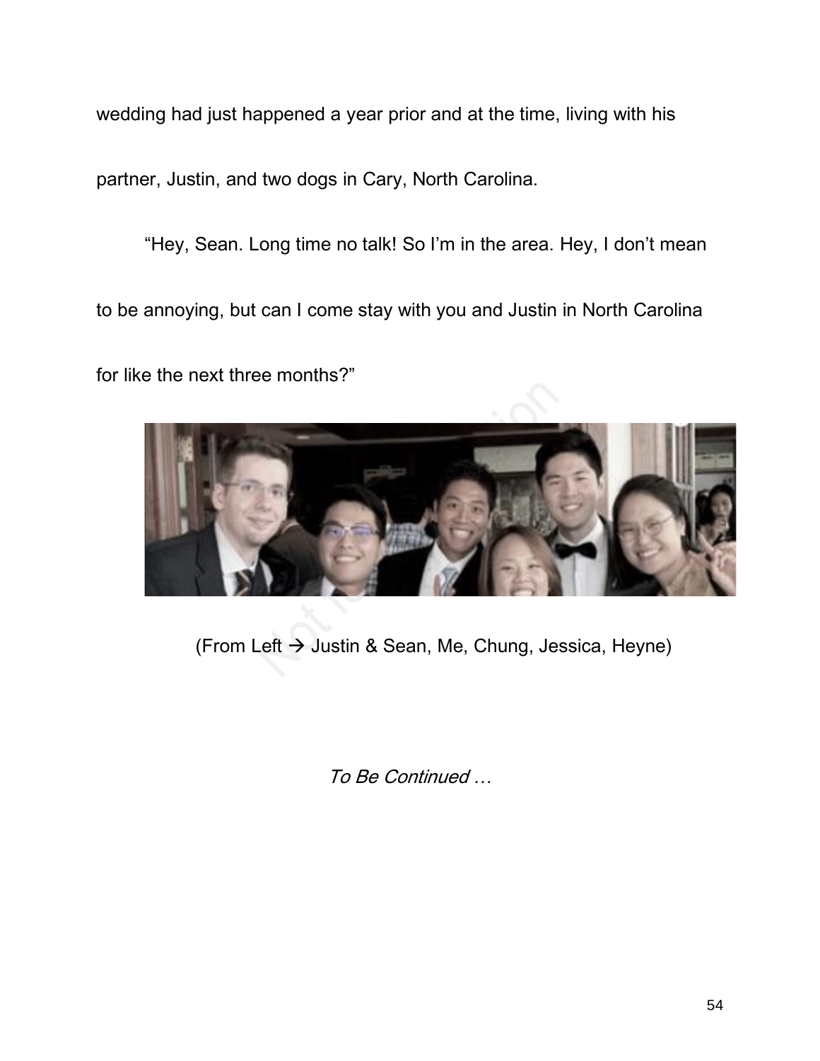wedding had just happened a year prior and at the time, living with his partner, Justin, and two dogs in Cary, North Carolina.

“Hey, Sean. Long time no talk! So I’m in the area. Hey, I don’t mean to be annoying, but can I come stay with you and Justin in North Carolina for like the next three months?”

(From Left → Justin & Sean, Me, Chung, Jessica, Heyne)

*To Be Continued …*